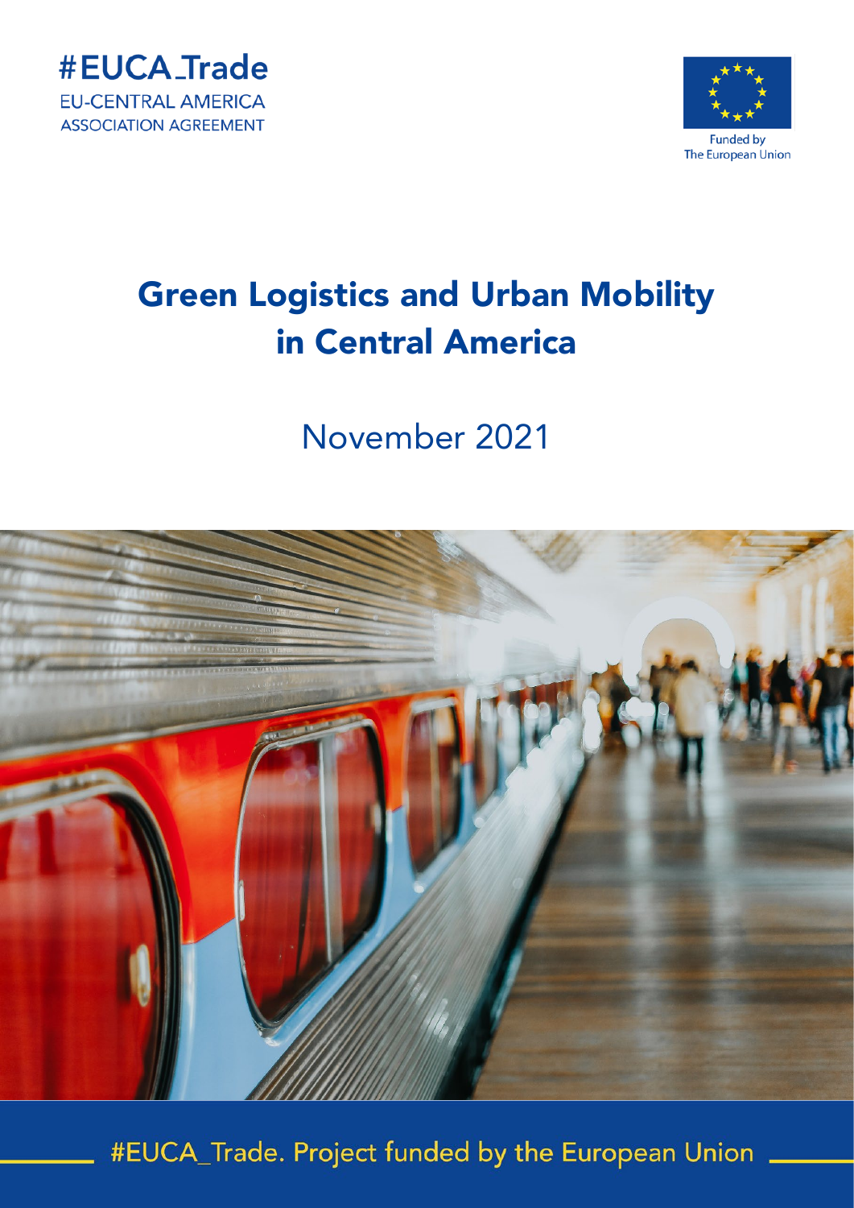#EUCA_Trade
EU-CENTRAL AMERICA
ASSOCIATION AGREEMENT

Funded by
The European Union

# Green Logistics and Urban Mobility in Central America

November 2021

#EUCA_Trade. Project funded by the European Union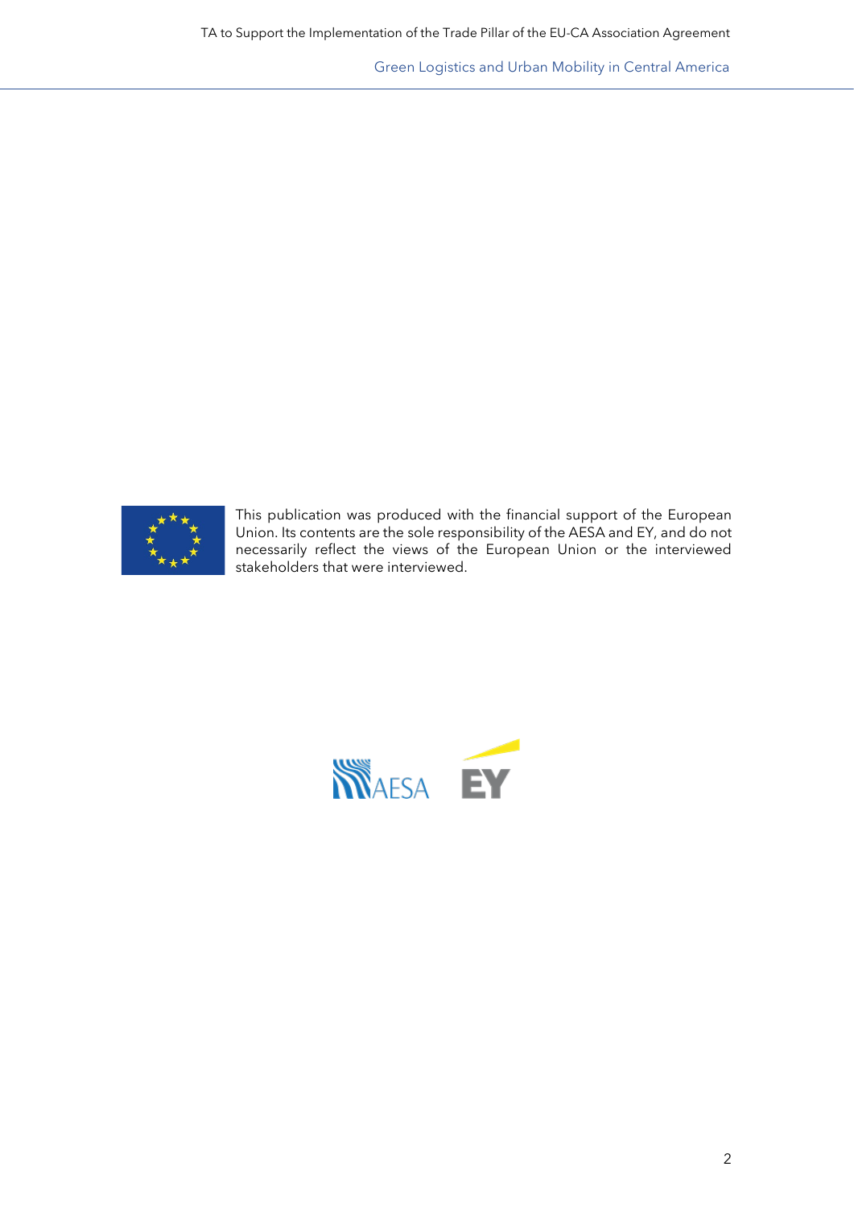This publication was produced with the financial support of the European Union. Its contents are the sole responsibility of the AESA and EY, and do not necessarily reflect the views of the European Union or the interviewed stakeholders that were interviewed.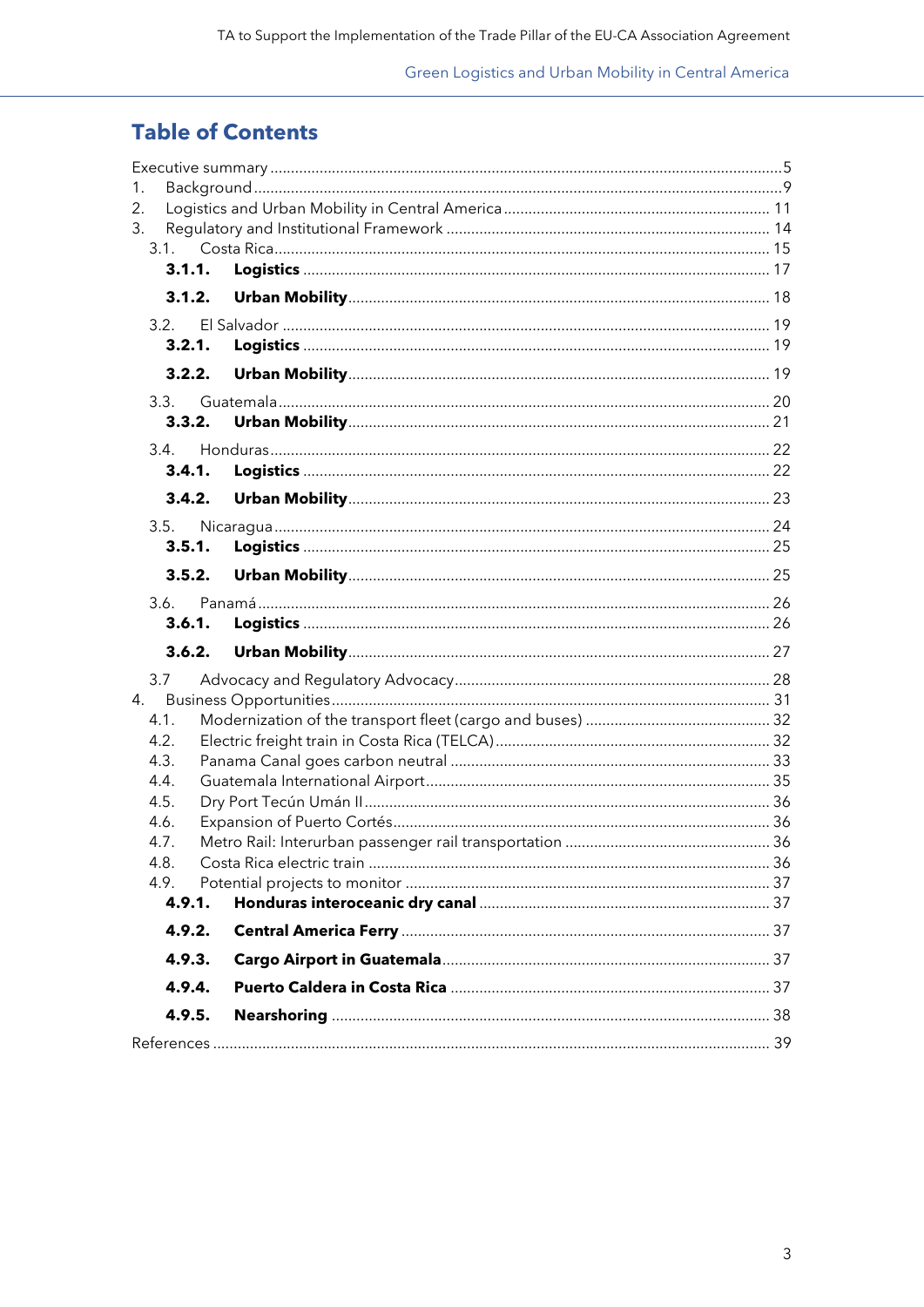# Table of Contents

Executive summary ... 5

1. Background ... 9
2. Logistics and Urban Mobility in Central America ... 11
3. Regulatory and Institutional Framework ... 14
   - 3.1. Costa Rica ... 15
     - **3.1.1. Logistics** ... 17
     - **3.1.2. Urban Mobility** ... 18
   - 3.2. El Salvador ... 19
     - **3.2.1. Logistics** ... 19
     - **3.2.2. Urban Mobility** ... 19
   - 3.3. Guatemala ... 20
     - **3.3.2. Urban Mobility** ... 21
   - 3.4. Honduras ... 22
     - **3.4.1. Logistics** ... 22
     - **3.4.2. Urban Mobility** ... 23
   - 3.5. Nicaragua ... 24
     - **3.5.1. Logistics** ... 25
     - **3.5.2. Urban Mobility** ... 25
   - 3.6. Panamá ... 26
     - **3.6.1. Logistics** ... 26
     - **3.6.2. Urban Mobility** ... 27
   - 3.7 Advocacy and Regulatory Advocacy ... 28
4. Business Opportunities ... 31
   - 4.1. Modernization of the transport fleet (cargo and buses) ... 32
   - 4.2. Electric freight train in Costa Rica (TELCA) ... 32
   - 4.3. Panama Canal goes carbon neutral ... 33
   - 4.4. Guatemala International Airport ... 35
   - 4.5. Dry Port Tecún Umán II ... 36
   - 4.6. Expansion of Puerto Cortés ... 36
   - 4.7. Metro Rail: Interurban passenger rail transportation ... 36
   - 4.8. Costa Rica electric train ... 36
   - 4.9. Potential projects to monitor ... 37
     - **4.9.1. Honduras interoceanic dry canal** ... 37
     - **4.9.2. Central America Ferry** ... 37
     - **4.9.3. Cargo Airport in Guatemala** ... 37
     - **4.9.4. Puerto Caldera in Costa Rica** ... 37
     - **4.9.5. Nearshoring** ... 38

References ... 39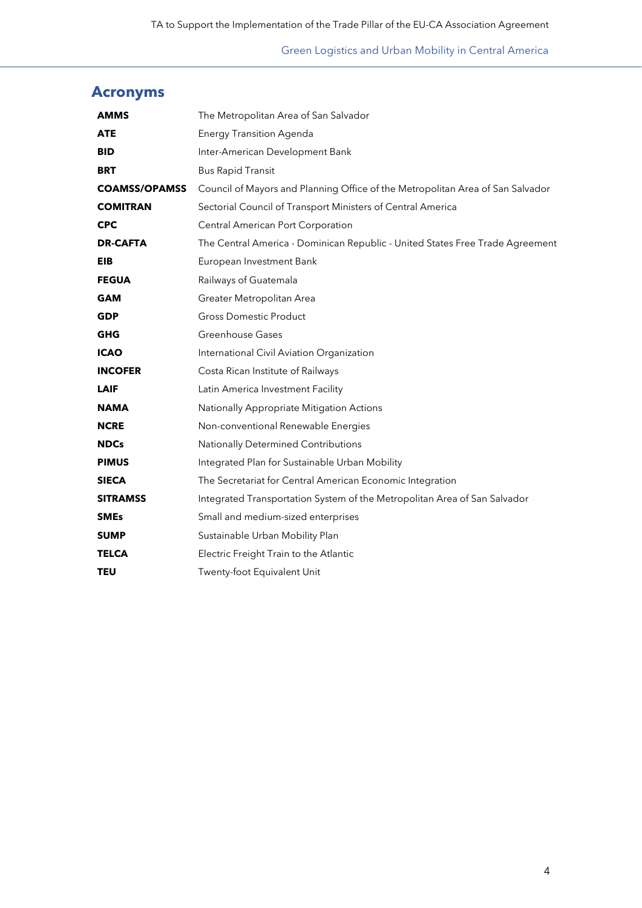# Acronyms

| | |
|---|---|
| **AMMS** | The Metropolitan Area of San Salvador |
| **ATE** | Energy Transition Agenda |
| **BID** | Inter-American Development Bank |
| **BRT** | Bus Rapid Transit |
| **COAMSS/OPAMSS** | Council of Mayors and Planning Office of the Metropolitan Area of San Salvador |
| **COMITRAN** | Sectorial Council of Transport Ministers of Central America |
| **CPC** | Central American Port Corporation |
| **DR-CAFTA** | The Central America - Dominican Republic - United States Free Trade Agreement |
| **EIB** | European Investment Bank |
| **FEGUA** | Railways of Guatemala |
| **GAM** | Greater Metropolitan Area |
| **GDP** | Gross Domestic Product |
| **GHG** | Greenhouse Gases |
| **ICAO** | International Civil Aviation Organization |
| **INCOFER** | Costa Rican Institute of Railways |
| **LAIF** | Latin America Investment Facility |
| **NAMA** | Nationally Appropriate Mitigation Actions |
| **NCRE** | Non-conventional Renewable Energies |
| **NDCs** | Nationally Determined Contributions |
| **PIMUS** | Integrated Plan for Sustainable Urban Mobility |
| **SIECA** | The Secretariat for Central American Economic Integration |
| **SITRAMSS** | Integrated Transportation System of the Metropolitan Area of San Salvador |
| **SMEs** | Small and medium-sized enterprises |
| **SUMP** | Sustainable Urban Mobility Plan |
| **TELCA** | Electric Freight Train to the Atlantic |
| **TEU** | Twenty-foot Equivalent Unit |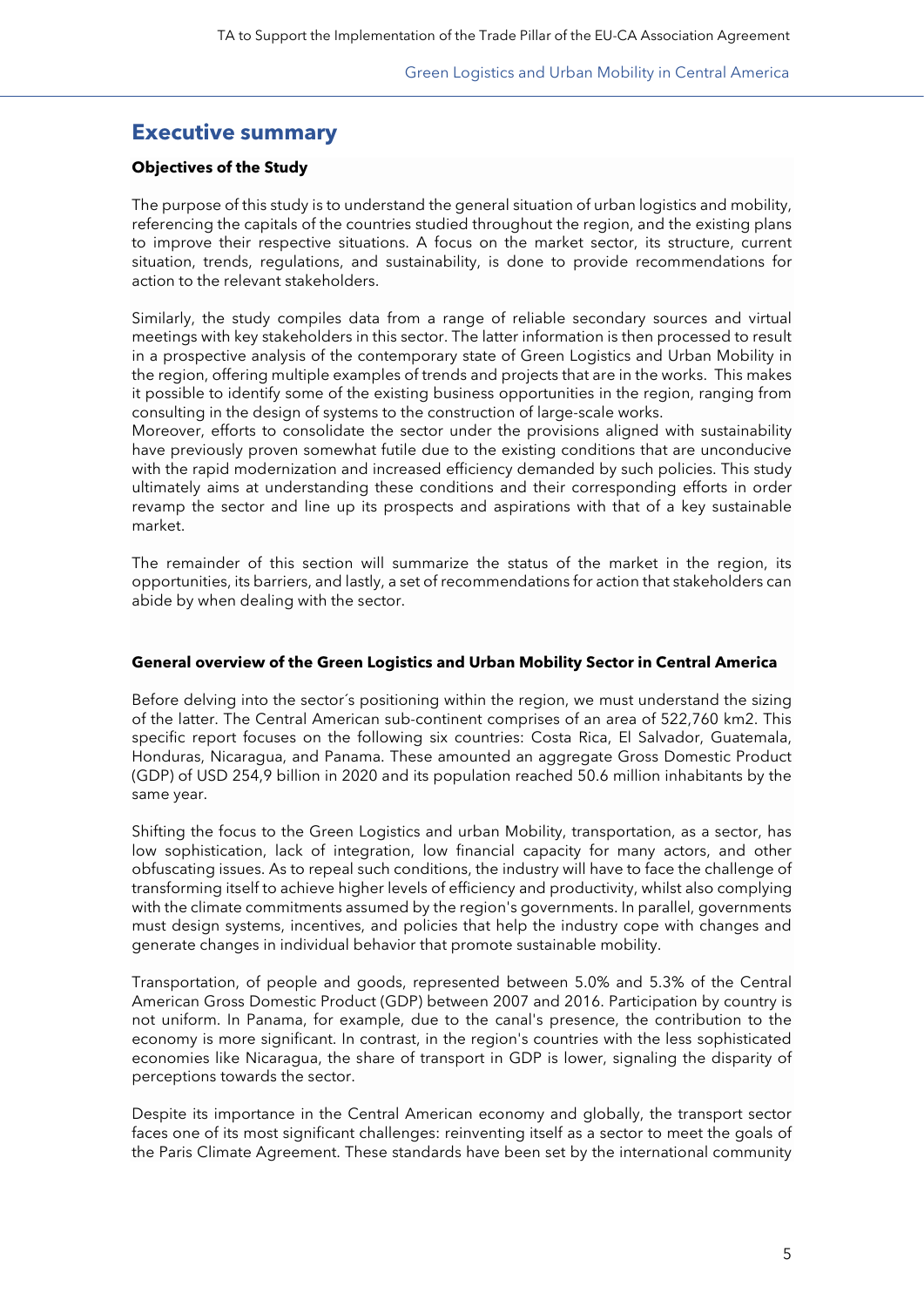# Executive summary

**Objectives of the Study**

The purpose of this study is to understand the general situation of urban logistics and mobility, referencing the capitals of the countries studied throughout the region, and the existing plans to improve their respective situations. A focus on the market sector, its structure, current situation, trends, regulations, and sustainability, is done to provide recommendations for action to the relevant stakeholders.

Similarly, the study compiles data from a range of reliable secondary sources and virtual meetings with key stakeholders in this sector. The latter information is then processed to result in a prospective analysis of the contemporary state of Green Logistics and Urban Mobility in the region, offering multiple examples of trends and projects that are in the works. This makes it possible to identify some of the existing business opportunities in the region, ranging from consulting in the design of systems to the construction of large-scale works.
Moreover, efforts to consolidate the sector under the provisions aligned with sustainability have previously proven somewhat futile due to the existing conditions that are unconducive with the rapid modernization and increased efficiency demanded by such policies. This study ultimately aims at understanding these conditions and their corresponding efforts in order revamp the sector and line up its prospects and aspirations with that of a key sustainable market.

The remainder of this section will summarize the status of the market in the region, its opportunities, its barriers, and lastly, a set of recommendations for action that stakeholders can abide by when dealing with the sector.

**General overview of the Green Logistics and Urban Mobility Sector in Central America**

Before delving into the sector´s positioning within the region, we must understand the sizing of the latter. The Central American sub-continent comprises of an area of 522,760 km2. This specific report focuses on the following six countries: Costa Rica, El Salvador, Guatemala, Honduras, Nicaragua, and Panama. These amounted an aggregate Gross Domestic Product (GDP) of USD 254,9 billion in 2020 and its population reached 50.6 million inhabitants by the same year.

Shifting the focus to the Green Logistics and urban Mobility, transportation, as a sector, has low sophistication, lack of integration, low financial capacity for many actors, and other obfuscating issues. As to repeal such conditions, the industry will have to face the challenge of transforming itself to achieve higher levels of efficiency and productivity, whilst also complying with the climate commitments assumed by the region's governments. In parallel, governments must design systems, incentives, and policies that help the industry cope with changes and generate changes in individual behavior that promote sustainable mobility.

Transportation, of people and goods, represented between 5.0% and 5.3% of the Central American Gross Domestic Product (GDP) between 2007 and 2016. Participation by country is not uniform. In Panama, for example, due to the canal's presence, the contribution to the economy is more significant. In contrast, in the region's countries with the less sophisticated economies like Nicaragua, the share of transport in GDP is lower, signaling the disparity of perceptions towards the sector.

Despite its importance in the Central American economy and globally, the transport sector faces one of its most significant challenges: reinventing itself as a sector to meet the goals of the Paris Climate Agreement. These standards have been set by the international community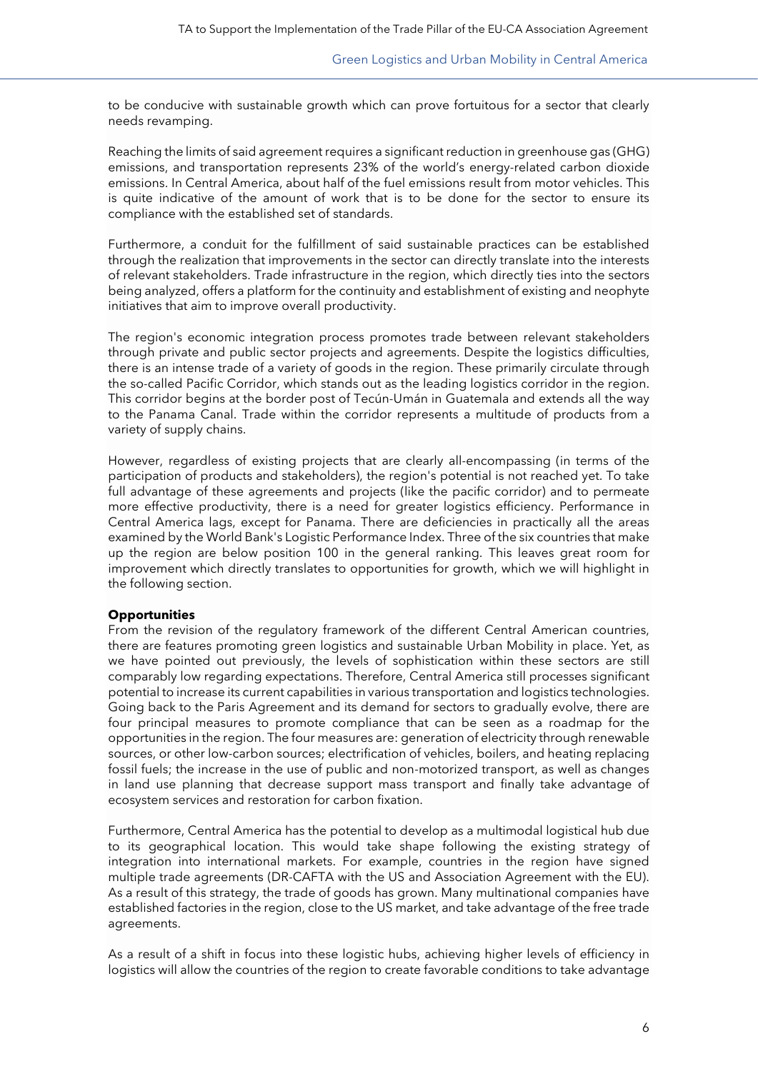to be conducive with sustainable growth which can prove fortuitous for a sector that clearly needs revamping.

Reaching the limits of said agreement requires a significant reduction in greenhouse gas (GHG) emissions, and transportation represents 23% of the world's energy-related carbon dioxide emissions. In Central America, about half of the fuel emissions result from motor vehicles. This is quite indicative of the amount of work that is to be done for the sector to ensure its compliance with the established set of standards.

Furthermore, a conduit for the fulfillment of said sustainable practices can be established through the realization that improvements in the sector can directly translate into the interests of relevant stakeholders. Trade infrastructure in the region, which directly ties into the sectors being analyzed, offers a platform for the continuity and establishment of existing and neophyte initiatives that aim to improve overall productivity.

The region's economic integration process promotes trade between relevant stakeholders through private and public sector projects and agreements. Despite the logistics difficulties, there is an intense trade of a variety of goods in the region. These primarily circulate through the so-called Pacific Corridor, which stands out as the leading logistics corridor in the region. This corridor begins at the border post of Tecún-Umán in Guatemala and extends all the way to the Panama Canal. Trade within the corridor represents a multitude of products from a variety of supply chains.

However, regardless of existing projects that are clearly all-encompassing (in terms of the participation of products and stakeholders), the region's potential is not reached yet. To take full advantage of these agreements and projects (like the pacific corridor) and to permeate more effective productivity, there is a need for greater logistics efficiency. Performance in Central America lags, except for Panama. There are deficiencies in practically all the areas examined by the World Bank's Logistic Performance Index. Three of the six countries that make up the region are below position 100 in the general ranking. This leaves great room for improvement which directly translates to opportunities for growth, which we will highlight in the following section.

**Opportunities**

From the revision of the regulatory framework of the different Central American countries, there are features promoting green logistics and sustainable Urban Mobility in place. Yet, as we have pointed out previously, the levels of sophistication within these sectors are still comparably low regarding expectations. Therefore, Central America still processes significant potential to increase its current capabilities in various transportation and logistics technologies. Going back to the Paris Agreement and its demand for sectors to gradually evolve, there are four principal measures to promote compliance that can be seen as a roadmap for the opportunities in the region. The four measures are: generation of electricity through renewable sources, or other low-carbon sources; electrification of vehicles, boilers, and heating replacing fossil fuels; the increase in the use of public and non-motorized transport, as well as changes in land use planning that decrease support mass transport and finally take advantage of ecosystem services and restoration for carbon fixation.

Furthermore, Central America has the potential to develop as a multimodal logistical hub due to its geographical location. This would take shape following the existing strategy of integration into international markets. For example, countries in the region have signed multiple trade agreements (DR-CAFTA with the US and Association Agreement with the EU). As a result of this strategy, the trade of goods has grown. Many multinational companies have established factories in the region, close to the US market, and take advantage of the free trade agreements.

As a result of a shift in focus into these logistic hubs, achieving higher levels of efficiency in logistics will allow the countries of the region to create favorable conditions to take advantage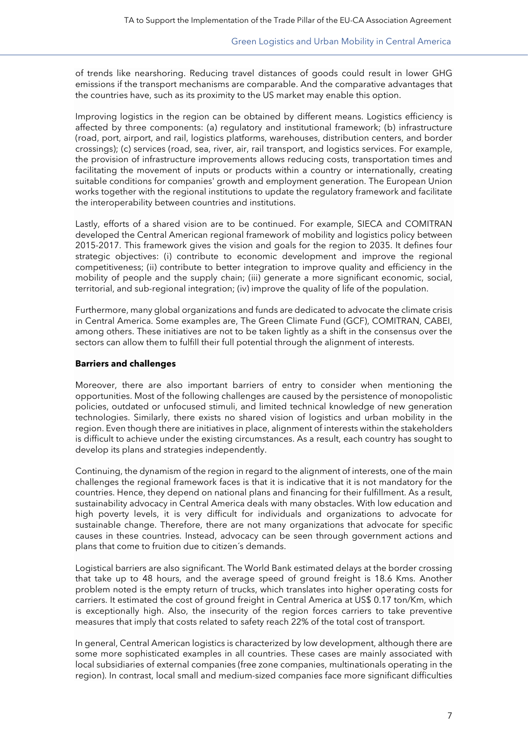of trends like nearshoring. Reducing travel distances of goods could result in lower GHG emissions if the transport mechanisms are comparable. And the comparative advantages that the countries have, such as its proximity to the US market may enable this option.

Improving logistics in the region can be obtained by different means. Logistics efficiency is affected by three components: (a) regulatory and institutional framework; (b) infrastructure (road, port, airport, and rail, logistics platforms, warehouses, distribution centers, and border crossings); (c) services (road, sea, river, air, rail transport, and logistics services. For example, the provision of infrastructure improvements allows reducing costs, transportation times and facilitating the movement of inputs or products within a country or internationally, creating suitable conditions for companies' growth and employment generation. The European Union works together with the regional institutions to update the regulatory framework and facilitate the interoperability between countries and institutions.

Lastly, efforts of a shared vision are to be continued. For example, SIECA and COMITRAN developed the Central American regional framework of mobility and logistics policy between 2015-2017. This framework gives the vision and goals for the region to 2035. It defines four strategic objectives: (i) contribute to economic development and improve the regional competitiveness; (ii) contribute to better integration to improve quality and efficiency in the mobility of people and the supply chain; (iii) generate a more significant economic, social, territorial, and sub-regional integration; (iv) improve the quality of life of the population.

Furthermore, many global organizations and funds are dedicated to advocate the climate crisis in Central America. Some examples are, The Green Climate Fund (GCF), COMITRAN, CABEI, among others. These initiatives are not to be taken lightly as a shift in the consensus over the sectors can allow them to fulfill their full potential through the alignment of interests.

**Barriers and challenges**

Moreover, there are also important barriers of entry to consider when mentioning the opportunities. Most of the following challenges are caused by the persistence of monopolistic policies, outdated or unfocused stimuli, and limited technical knowledge of new generation technologies. Similarly, there exists no shared vision of logistics and urban mobility in the region. Even though there are initiatives in place, alignment of interests within the stakeholders is difficult to achieve under the existing circumstances. As a result, each country has sought to develop its plans and strategies independently.

Continuing, the dynamism of the region in regard to the alignment of interests, one of the main challenges the regional framework faces is that it is indicative that it is not mandatory for the countries. Hence, they depend on national plans and financing for their fulfillment. As a result, sustainability advocacy in Central America deals with many obstacles. With low education and high poverty levels, it is very difficult for individuals and organizations to advocate for sustainable change. Therefore, there are not many organizations that advocate for specific causes in these countries. Instead, advocacy can be seen through government actions and plans that come to fruition due to citizen´s demands.

Logistical barriers are also significant. The World Bank estimated delays at the border crossing that take up to 48 hours, and the average speed of ground freight is 18.6 Kms. Another problem noted is the empty return of trucks, which translates into higher operating costs for carriers. It estimated the cost of ground freight in Central America at US$ 0.17 ton/Km, which is exceptionally high. Also, the insecurity of the region forces carriers to take preventive measures that imply that costs related to safety reach 22% of the total cost of transport.

In general, Central American logistics is characterized by low development, although there are some more sophisticated examples in all countries. These cases are mainly associated with local subsidiaries of external companies (free zone companies, multinationals operating in the region). In contrast, local small and medium-sized companies face more significant difficulties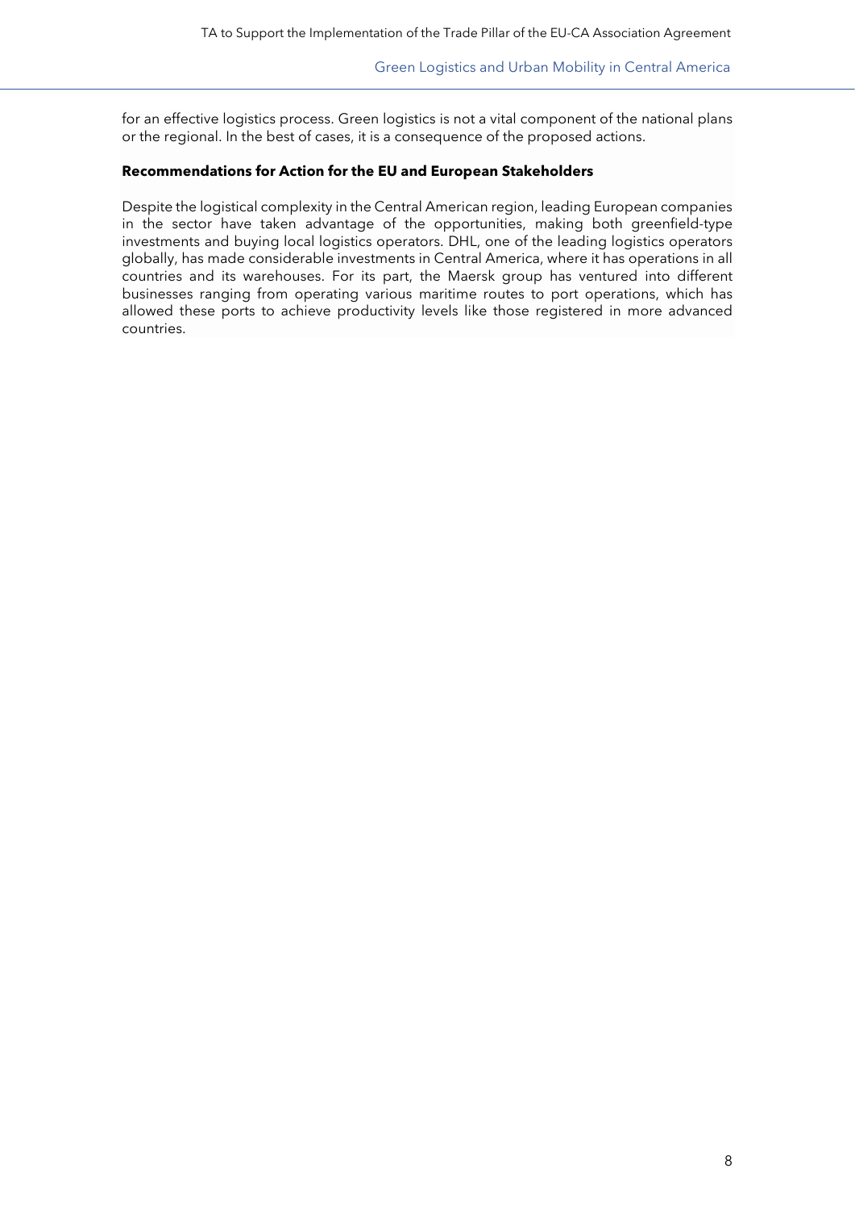for an effective logistics process. Green logistics is not a vital component of the national plans or the regional. In the best of cases, it is a consequence of the proposed actions.

**Recommendations for Action for the EU and European Stakeholders**

Despite the logistical complexity in the Central American region, leading European companies in the sector have taken advantage of the opportunities, making both greenfield-type investments and buying local logistics operators. DHL, one of the leading logistics operators globally, has made considerable investments in Central America, where it has operations in all countries and its warehouses. For its part, the Maersk group has ventured into different businesses ranging from operating various maritime routes to port operations, which has allowed these ports to achieve productivity levels like those registered in more advanced countries.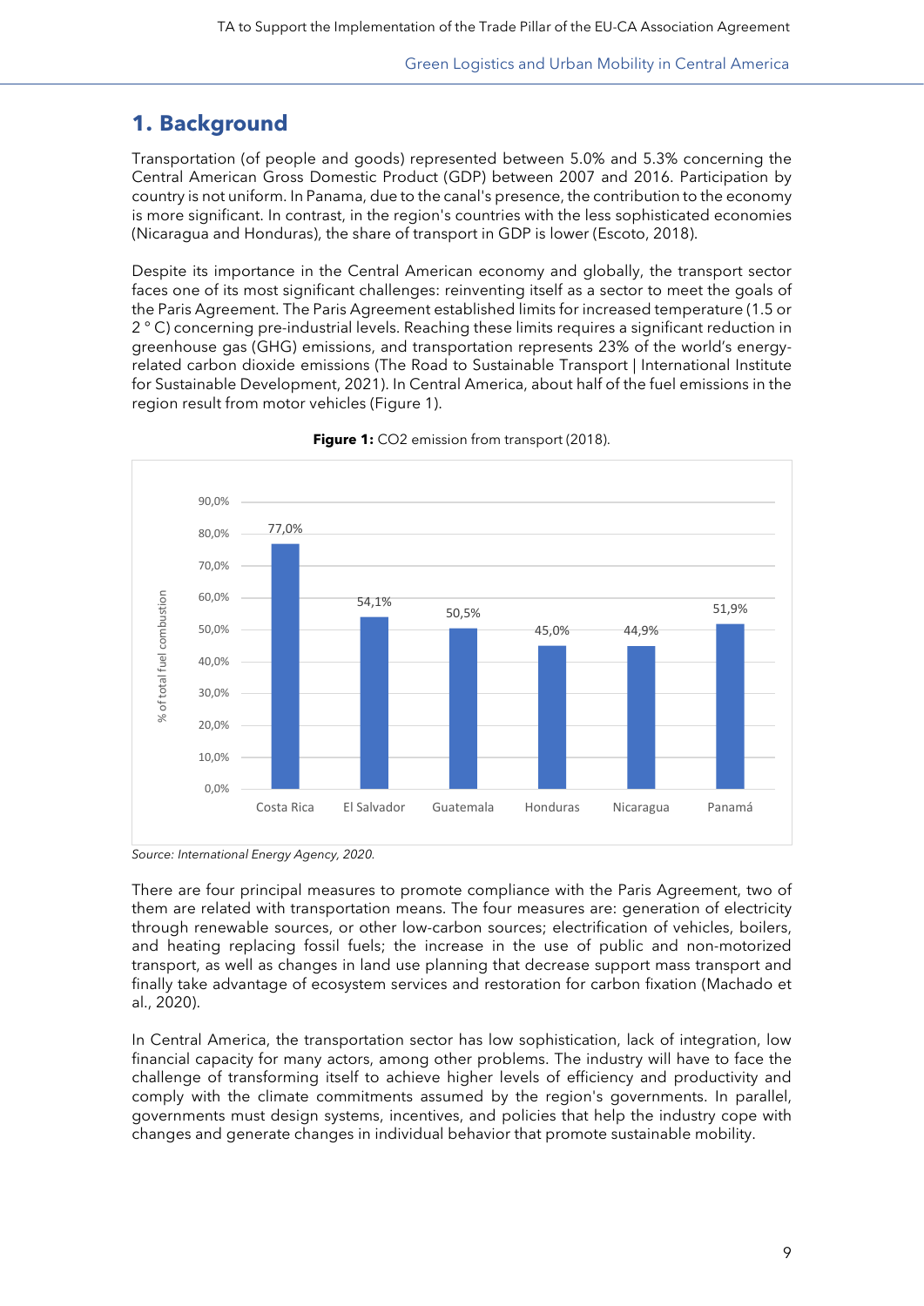# 1. Background

Transportation (of people and goods) represented between 5.0% and 5.3% concerning the Central American Gross Domestic Product (GDP) between 2007 and 2016. Participation by country is not uniform. In Panama, due to the canal's presence, the contribution to the economy is more significant. In contrast, in the region's countries with the less sophisticated economies (Nicaragua and Honduras), the share of transport in GDP is lower (Escoto, 2018).

Despite its importance in the Central American economy and globally, the transport sector faces one of its most significant challenges: reinventing itself as a sector to meet the goals of the Paris Agreement. The Paris Agreement established limits for increased temperature (1.5 or 2 ° C) concerning pre-industrial levels. Reaching these limits requires a significant reduction in greenhouse gas (GHG) emissions, and transportation represents 23% of the world's energy-related carbon dioxide emissions (The Road to Sustainable Transport | International Institute for Sustainable Development, 2021). In Central America, about half of the fuel emissions in the region result from motor vehicles (Figure 1).

**Figure 1:** CO2 emission from transport (2018).

| Country | % of total fuel combustion |
|---|---|
| Costa Rica | 77,0% |
| El Salvador | 54,1% |
| Guatemala | 50,5% |
| Honduras | 45,0% |
| Nicaragua | 44,9% |
| Panamá | 51,9% |

*Source: International Energy Agency, 2020.*

There are four principal measures to promote compliance with the Paris Agreement, two of them are related with transportation means. The four measures are: generation of electricity through renewable sources, or other low-carbon sources; electrification of vehicles, boilers, and heating replacing fossil fuels; the increase in the use of public and non-motorized transport, as well as changes in land use planning that decrease support mass transport and finally take advantage of ecosystem services and restoration for carbon fixation (Machado et al., 2020).

In Central America, the transportation sector has low sophistication, lack of integration, low financial capacity for many actors, among other problems. The industry will have to face the challenge of transforming itself to achieve higher levels of efficiency and productivity and comply with the climate commitments assumed by the region's governments. In parallel, governments must design systems, incentives, and policies that help the industry cope with changes and generate changes in individual behavior that promote sustainable mobility.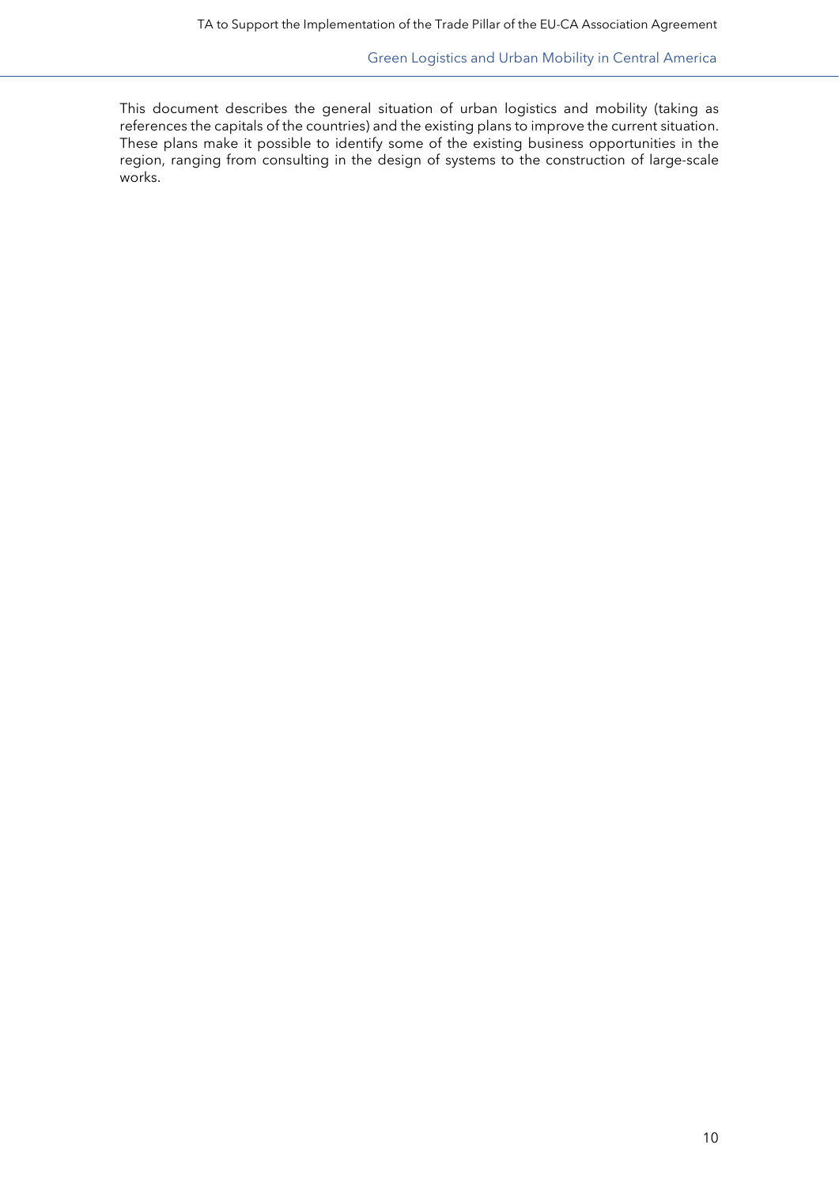This document describes the general situation of urban logistics and mobility (taking as references the capitals of the countries) and the existing plans to improve the current situation. These plans make it possible to identify some of the existing business opportunities in the region, ranging from consulting in the design of systems to the construction of large-scale works.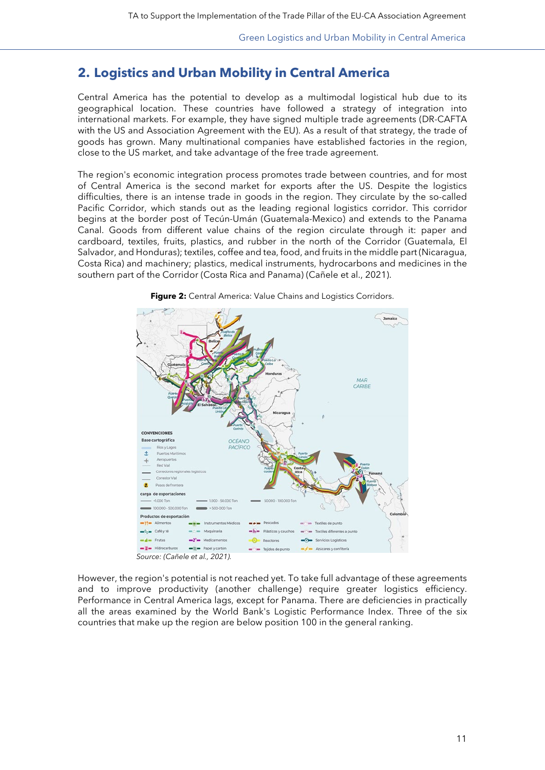## 2. Logistics and Urban Mobility in Central America

Central America has the potential to develop as a multimodal logistical hub due to its geographical location. These countries have followed a strategy of integration into international markets. For example, they have signed multiple trade agreements (DR-CAFTA with the US and Association Agreement with the EU). As a result of that strategy, the trade of goods has grown. Many multinational companies have established factories in the region, close to the US market, and take advantage of the free trade agreement.

The region's economic integration process promotes trade between countries, and for most of Central America is the second market for exports after the US. Despite the logistics difficulties, there is an intense trade in goods in the region. They circulate by the so-called Pacific Corridor, which stands out as the leading regional logistics corridor. This corridor begins at the border post of Tecún-Umán (Guatemala-Mexico) and extends to the Panama Canal. Goods from different value chains of the region circulate through it: paper and cardboard, textiles, fruits, plastics, and rubber in the north of the Corridor (Guatemala, El Salvador, and Honduras); textiles, coffee and tea, food, and fruits in the middle part (Nicaragua, Costa Rica) and machinery; plastics, medical instruments, hydrocarbons and medicines in the southern part of the Corridor (Costa Rica and Panama) (Cañele et al., 2021).

**Figure 2:** Central America: Value Chains and Logistics Corridors.

*Source: (Cañele et al., 2021).*

However, the region's potential is not reached yet. To take full advantage of these agreements and to improve productivity (another challenge) require greater logistics efficiency. Performance in Central America lags, except for Panama. There are deficiencies in practically all the areas examined by the World Bank's Logistic Performance Index. Three of the six countries that make up the region are below position 100 in the general ranking.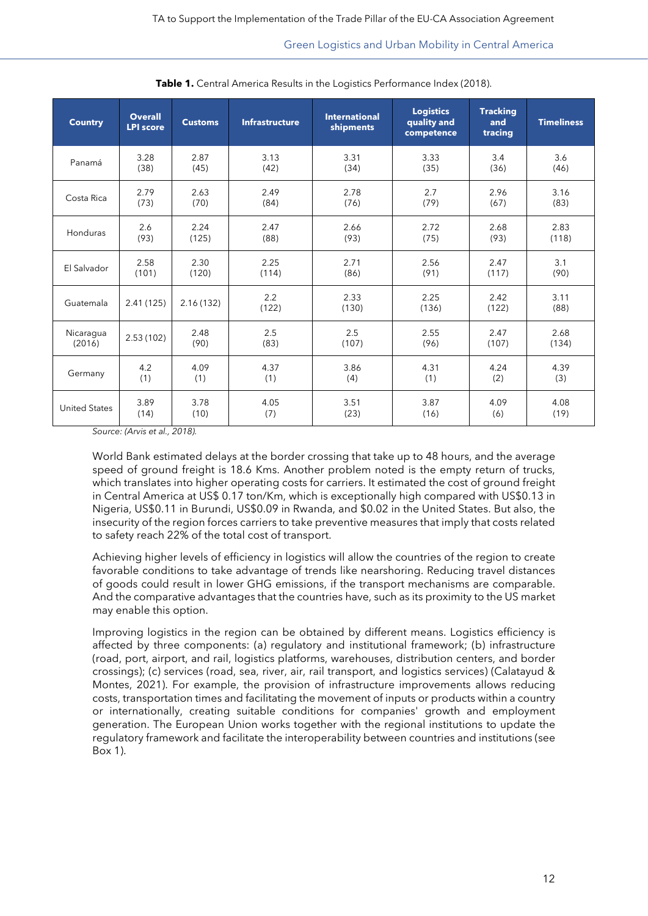**Table 1.** Central America Results in the Logistics Performance Index (2018).

| Country | Overall LPI score | Customs | Infrastructure | International shipments | Logistics quality and competence | Tracking and tracing | Timeliness |
|---|---|---|---|---|---|---|---|
| Panamá | 3.28 (38) | 2.87 (45) | 3.13 (42) | 3.31 (34) | 3.33 (35) | 3.4 (36) | 3.6 (46) |
| Costa Rica | 2.79 (73) | 2.63 (70) | 2.49 (84) | 2.78 (76) | 2.7 (79) | 2.96 (67) | 3.16 (83) |
| Honduras | 2.6 (93) | 2.24 (125) | 2.47 (88) | 2.66 (93) | 2.72 (75) | 2.68 (93) | 2.83 (118) |
| El Salvador | 2.58 (101) | 2.30 (120) | 2.25 (114) | 2.71 (86) | 2.56 (91) | 2.47 (117) | 3.1 (90) |
| Guatemala | 2.41 (125) | 2.16 (132) | 2.2 (122) | 2.33 (130) | 2.25 (136) | 2.42 (122) | 3.11 (88) |
| Nicaragua (2016) | 2.53 (102) | 2.48 (90) | 2.5 (83) | 2.5 (107) | 2.55 (96) | 2.47 (107) | 2.68 (134) |
| Germany | 4.2 (1) | 4.09 (1) | 4.37 (1) | 3.86 (4) | 4.31 (1) | 4.24 (2) | 4.39 (3) |
| United States | 3.89 (14) | 3.78 (10) | 4.05 (7) | 3.51 (23) | 3.87 (16) | 4.09 (6) | 4.08 (19) |

*Source: (Arvis et al., 2018).*

World Bank estimated delays at the border crossing that take up to 48 hours, and the average speed of ground freight is 18.6 Kms. Another problem noted is the empty return of trucks, which translates into higher operating costs for carriers. It estimated the cost of ground freight in Central America at US$ 0.17 ton/Km, which is exceptionally high compared with US$0.13 in Nigeria, US$0.11 in Burundi, US$0.09 in Rwanda, and $0.02 in the United States. But also, the insecurity of the region forces carriers to take preventive measures that imply that costs related to safety reach 22% of the total cost of transport.

Achieving higher levels of efficiency in logistics will allow the countries of the region to create favorable conditions to take advantage of trends like nearshoring. Reducing travel distances of goods could result in lower GHG emissions, if the transport mechanisms are comparable. And the comparative advantages that the countries have, such as its proximity to the US market may enable this option.

Improving logistics in the region can be obtained by different means. Logistics efficiency is affected by three components: (a) regulatory and institutional framework; (b) infrastructure (road, port, airport, and rail, logistics platforms, warehouses, distribution centers, and border crossings); (c) services (road, sea, river, air, rail transport, and logistics services) (Calatayud & Montes, 2021). For example, the provision of infrastructure improvements allows reducing costs, transportation times and facilitating the movement of inputs or products within a country or internationally, creating suitable conditions for companies' growth and employment generation. The European Union works together with the regional institutions to update the regulatory framework and facilitate the interoperability between countries and institutions (see Box 1).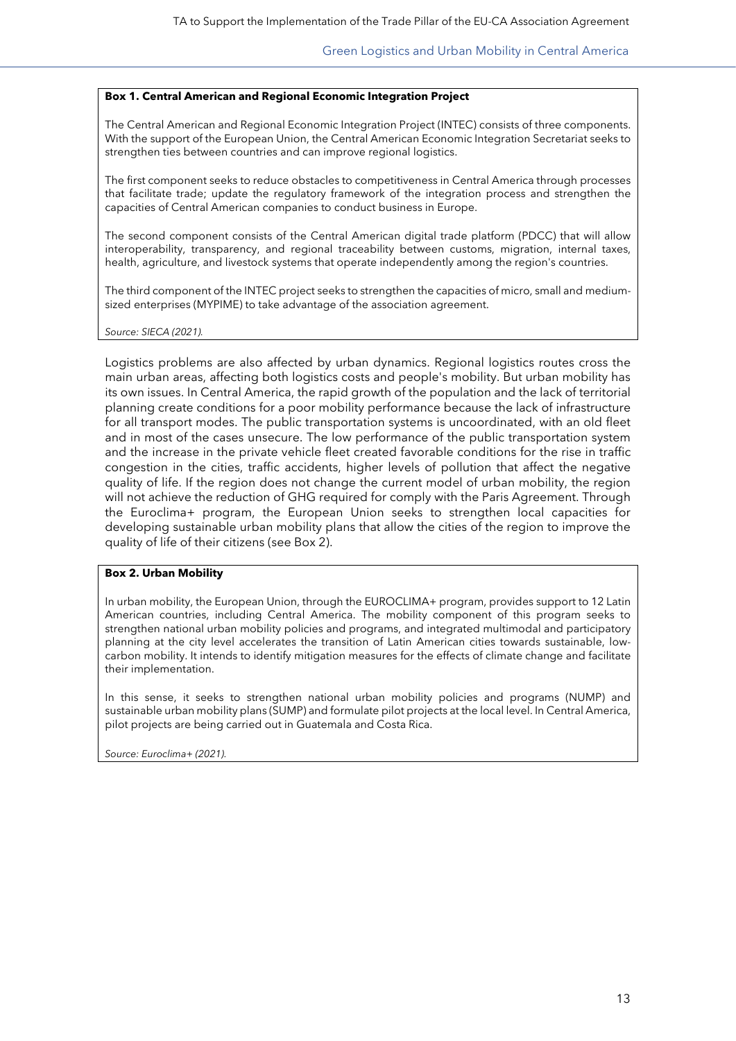**Box 1. Central American and Regional Economic Integration Project**

The Central American and Regional Economic Integration Project (INTEC) consists of three components. With the support of the European Union, the Central American Economic Integration Secretariat seeks to strengthen ties between countries and can improve regional logistics.

The first component seeks to reduce obstacles to competitiveness in Central America through processes that facilitate trade; update the regulatory framework of the integration process and strengthen the capacities of Central American companies to conduct business in Europe.

The second component consists of the Central American digital trade platform (PDCC) that will allow interoperability, transparency, and regional traceability between customs, migration, internal taxes, health, agriculture, and livestock systems that operate independently among the region's countries.

The third component of the INTEC project seeks to strengthen the capacities of micro, small and medium-sized enterprises (MYPIME) to take advantage of the association agreement.

*Source: SIECA (2021).*

Logistics problems are also affected by urban dynamics. Regional logistics routes cross the main urban areas, affecting both logistics costs and people's mobility. But urban mobility has its own issues. In Central America, the rapid growth of the population and the lack of territorial planning create conditions for a poor mobility performance because the lack of infrastructure for all transport modes. The public transportation systems is uncoordinated, with an old fleet and in most of the cases unsecure. The low performance of the public transportation system and the increase in the private vehicle fleet created favorable conditions for the rise in traffic congestion in the cities, traffic accidents, higher levels of pollution that affect the negative quality of life. If the region does not change the current model of urban mobility, the region will not achieve the reduction of GHG required for comply with the Paris Agreement. Through the Euroclima+ program, the European Union seeks to strengthen local capacities for developing sustainable urban mobility plans that allow the cities of the region to improve the quality of life of their citizens (see Box 2).

**Box 2. Urban Mobility**

In urban mobility, the European Union, through the EUROCLIMA+ program, provides support to 12 Latin American countries, including Central America. The mobility component of this program seeks to strengthen national urban mobility policies and programs, and integrated multimodal and participatory planning at the city level accelerates the transition of Latin American cities towards sustainable, low-carbon mobility. It intends to identify mitigation measures for the effects of climate change and facilitate their implementation.

In this sense, it seeks to strengthen national urban mobility policies and programs (NUMP) and sustainable urban mobility plans (SUMP) and formulate pilot projects at the local level. In Central America, pilot projects are being carried out in Guatemala and Costa Rica.

*Source: Euroclima+ (2021).*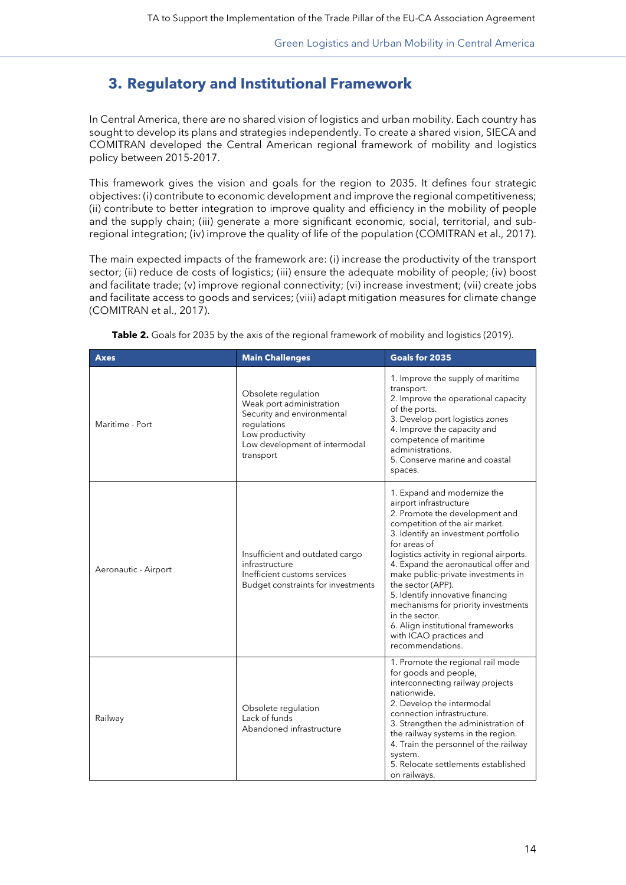## 3. Regulatory and Institutional Framework

In Central America, there are no shared vision of logistics and urban mobility. Each country has sought to develop its plans and strategies independently. To create a shared vision, SIECA and COMITRAN developed the Central American regional framework of mobility and logistics policy between 2015-2017.

This framework gives the vision and goals for the region to 2035. It defines four strategic objectives: (i) contribute to economic development and improve the regional competitiveness; (ii) contribute to better integration to improve quality and efficiency in the mobility of people and the supply chain; (iii) generate a more significant economic, social, territorial, and sub-regional integration; (iv) improve the quality of life of the population (COMITRAN et al., 2017).

The main expected impacts of the framework are: (i) increase the productivity of the transport sector; (ii) reduce de costs of logistics; (iii) ensure the adequate mobility of people; (iv) boost and facilitate trade; (v) improve regional connectivity; (vi) increase investment; (vii) create jobs and facilitate access to goods and services; (viii) adapt mitigation measures for climate change (COMITRAN et al., 2017).

**Table 2.** Goals for 2035 by the axis of the regional framework of mobility and logistics (2019).

| Axes | Main Challenges | Goals for 2035 |
|---|---|---|
| Maritime - Port | Obsolete regulation<br>Weak port administration<br>Security and environmental regulations<br>Low productivity<br>Low development of intermodal transport | 1. Improve the supply of maritime transport.<br>2. Improve the operational capacity of the ports.<br>3. Develop port logistics zones<br>4. Improve the capacity and competence of maritime administrations.<br>5. Conserve marine and coastal spaces. |
| Aeronautic - Airport | Insufficient and outdated cargo infrastructure<br>Inefficient customs services<br>Budget constraints for investments | 1. Expand and modernize the airport infrastructure<br>2. Promote the development and competition of the air market.<br>3. Identify an investment portfolio for areas of logistics activity in regional airports.<br>4. Expand the aeronautical offer and make public-private investments in the sector (APP).<br>5. Identify innovative financing mechanisms for priority investments in the sector.<br>6. Align institutional frameworks with ICAO practices and recommendations. |
| Railway | Obsolete regulation<br>Lack of funds<br>Abandoned infrastructure | 1. Promote the regional rail mode for goods and people, interconnecting railway projects nationwide.<br>2. Develop the intermodal connection infrastructure.<br>3. Strengthen the administration of the railway systems in the region.<br>4. Train the personnel of the railway system.<br>5. Relocate settlements established on railways. |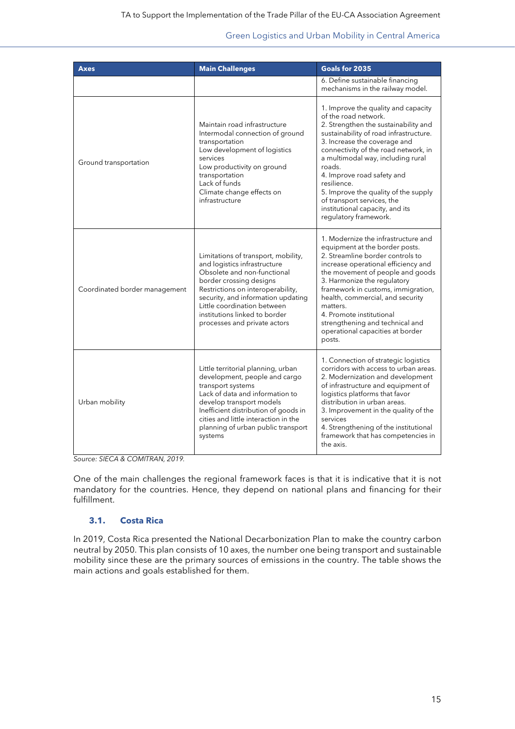| Axes | Main Challenges | Goals for 2035 |
|---|---|---|
| | | 6. Define sustainable financing mechanisms in the railway model. |
| Ground transportation | Maintain road infrastructure<br>Intermodal connection of ground transportation<br>Low development of logistics services<br>Low productivity on ground transportation<br>Lack of funds<br>Climate change effects on infrastructure | 1. Improve the quality and capacity of the road network.<br>2. Strengthen the sustainability and sustainability of road infrastructure.<br>3. Increase the coverage and connectivity of the road network, in a multimodal way, including rural roads.<br>4. Improve road safety and resilience.<br>5. Improve the quality of the supply of transport services, the institutional capacity, and its regulatory framework. |
| Coordinated border management | Limitations of transport, mobility, and logistics infrastructure<br>Obsolete and non-functional border crossing designs<br>Restrictions on interoperability, security, and information updating<br>Little coordination between institutions linked to border processes and private actors | 1. Modernize the infrastructure and equipment at the border posts.<br>2. Streamline border controls to increase operational efficiency and the movement of people and goods<br>3. Harmonize the regulatory framework in customs, immigration, health, commercial, and security matters.<br>4. Promote institutional strengthening and technical and operational capacities at border posts. |
| Urban mobility | Little territorial planning, urban development, people and cargo transport systems<br>Lack of data and information to develop transport models<br>Inefficient distribution of goods in cities and little interaction in the planning of urban public transport systems | 1. Connection of strategic logistics corridors with access to urban areas.<br>2. Modernization and development of infrastructure and equipment of logistics platforms that favor distribution in urban areas.<br>3. Improvement in the quality of the services<br>4. Strengthening of the institutional framework that has competencies in the axis. |

*Source: SIECA & COMITRAN, 2019.*

One of the main challenges the regional framework faces is that it is indicative that it is not mandatory for the countries. Hence, they depend on national plans and financing for their fulfillment.

### 3.1. Costa Rica

In 2019, Costa Rica presented the National Decarbonization Plan to make the country carbon neutral by 2050. This plan consists of 10 axes, the number one being transport and sustainable mobility since these are the primary sources of emissions in the country. The table shows the main actions and goals established for them.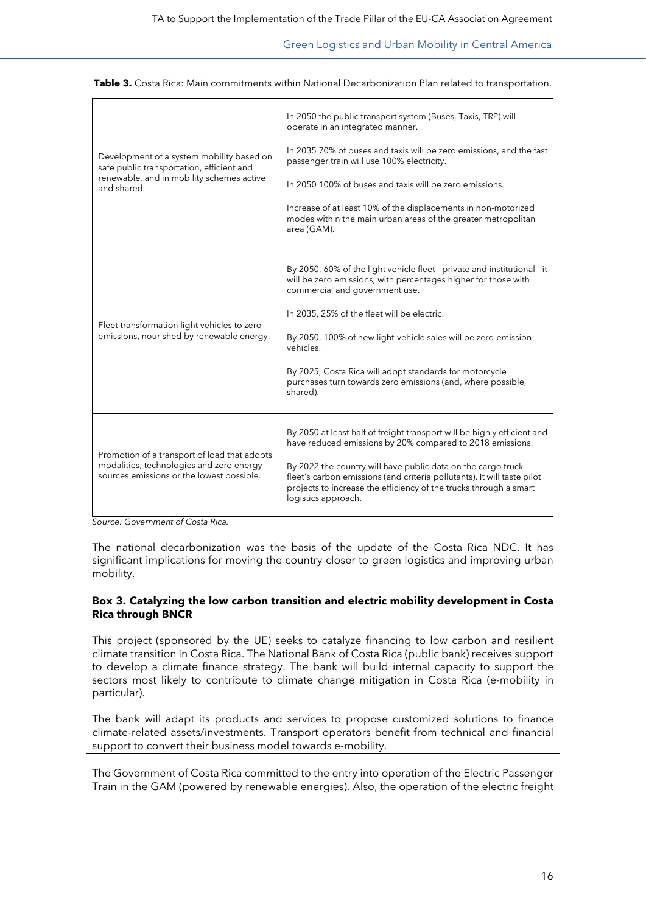**Table 3.** Costa Rica: Main commitments within National Decarbonization Plan related to transportation.

| | |
|---|---|
| Development of a system mobility based on safe public transportation, efficient and renewable, and in mobility schemes active and shared. | In 2050 the public transport system (Buses, Taxis, TRP) will operate in an integrated manner.<br><br>In 2035 70% of buses and taxis will be zero emissions, and the fast passenger train will use 100% electricity.<br><br>In 2050 100% of buses and taxis will be zero emissions.<br><br>Increase of at least 10% of the displacements in non-motorized modes within the main urban areas of the greater metropolitan area (GAM). |
| Fleet transformation light vehicles to zero emissions, nourished by renewable energy. | By 2050, 60% of the light vehicle fleet - private and institutional - it will be zero emissions, with percentages higher for those with commercial and government use.<br><br>In 2035, 25% of the fleet will be electric.<br><br>By 2050, 100% of new light-vehicle sales will be zero-emission vehicles.<br><br>By 2025, Costa Rica will adopt standards for motorcycle purchases turn towards zero emissions (and, where possible, shared). |
| Promotion of a transport of load that adopts modalities, technologies and zero energy sources emissions or the lowest possible. | By 2050 at least half of freight transport will be highly efficient and have reduced emissions by 20% compared to 2018 emissions.<br><br>By 2022 the country will have public data on the cargo truck fleet's carbon emissions (and criteria pollutants). It will taste pilot projects to increase the efficiency of the trucks through a smart logistics approach. |

*Source: Government of Costa Rica.*

The national decarbonization was the basis of the update of the Costa Rica NDC. It has significant implications for moving the country closer to green logistics and improving urban mobility.

**Box 3. Catalyzing the low carbon transition and electric mobility development in Costa Rica through BNCR**

This project (sponsored by the UE) seeks to catalyze financing to low carbon and resilient climate transition in Costa Rica. The National Bank of Costa Rica (public bank) receives support to develop a climate finance strategy. The bank will build internal capacity to support the sectors most likely to contribute to climate change mitigation in Costa Rica (e-mobility in particular).

The bank will adapt its products and services to propose customized solutions to finance climate-related assets/investments. Transport operators benefit from technical and financial support to convert their business model towards e-mobility.

The Government of Costa Rica committed to the entry into operation of the Electric Passenger Train in the GAM (powered by renewable energies). Also, the operation of the electric freight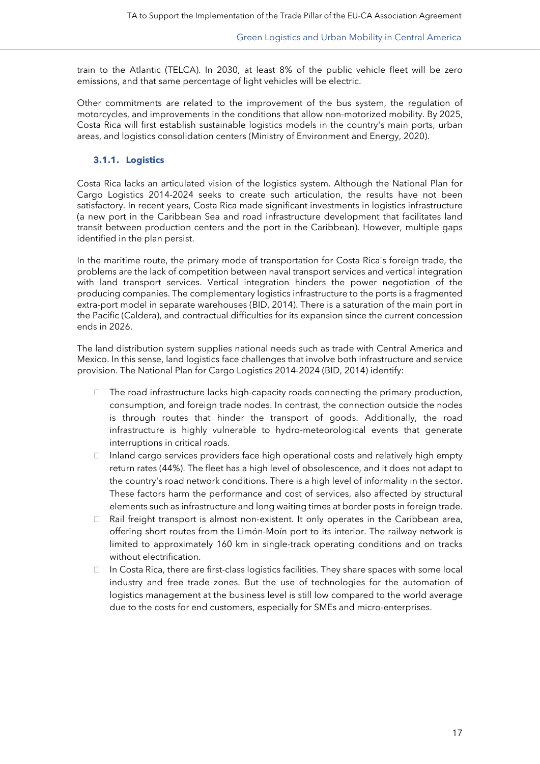train to the Atlantic (TELCA). In 2030, at least 8% of the public vehicle fleet will be zero emissions, and that same percentage of light vehicles will be electric.

Other commitments are related to the improvement of the bus system, the regulation of motorcycles, and improvements in the conditions that allow non-motorized mobility. By 2025, Costa Rica will first establish sustainable logistics models in the country's main ports, urban areas, and logistics consolidation centers (Ministry of Environment and Energy, 2020).

### 3.1.1. Logistics

Costa Rica lacks an articulated vision of the logistics system. Although the National Plan for Cargo Logistics 2014-2024 seeks to create such articulation, the results have not been satisfactory. In recent years, Costa Rica made significant investments in logistics infrastructure (a new port in the Caribbean Sea and road infrastructure development that facilitates land transit between production centers and the port in the Caribbean). However, multiple gaps identified in the plan persist.

In the maritime route, the primary mode of transportation for Costa Rica's foreign trade, the problems are the lack of competition between naval transport services and vertical integration with land transport services. Vertical integration hinders the power negotiation of the producing companies. The complementary logistics infrastructure to the ports is a fragmented extra-port model in separate warehouses (BID, 2014). There is a saturation of the main port in the Pacific (Caldera), and contractual difficulties for its expansion since the current concession ends in 2026.

The land distribution system supplies national needs such as trade with Central America and Mexico. In this sense, land logistics face challenges that involve both infrastructure and service provision. The National Plan for Cargo Logistics 2014-2024 (BID, 2014) identify:

- The road infrastructure lacks high-capacity roads connecting the primary production, consumption, and foreign trade nodes. In contrast, the connection outside the nodes is through routes that hinder the transport of goods. Additionally, the road infrastructure is highly vulnerable to hydro-meteorological events that generate interruptions in critical roads.
- Inland cargo services providers face high operational costs and relatively high empty return rates (44%). The fleet has a high level of obsolescence, and it does not adapt to the country's road network conditions. There is a high level of informality in the sector. These factors harm the performance and cost of services, also affected by structural elements such as infrastructure and long waiting times at border posts in foreign trade.
- Rail freight transport is almost non-existent. It only operates in the Caribbean area, offering short routes from the Limón-Moín port to its interior. The railway network is limited to approximately 160 km in single-track operating conditions and on tracks without electrification.
- In Costa Rica, there are first-class logistics facilities. They share spaces with some local industry and free trade zones. But the use of technologies for the automation of logistics management at the business level is still low compared to the world average due to the costs for end customers, especially for SMEs and micro-enterprises.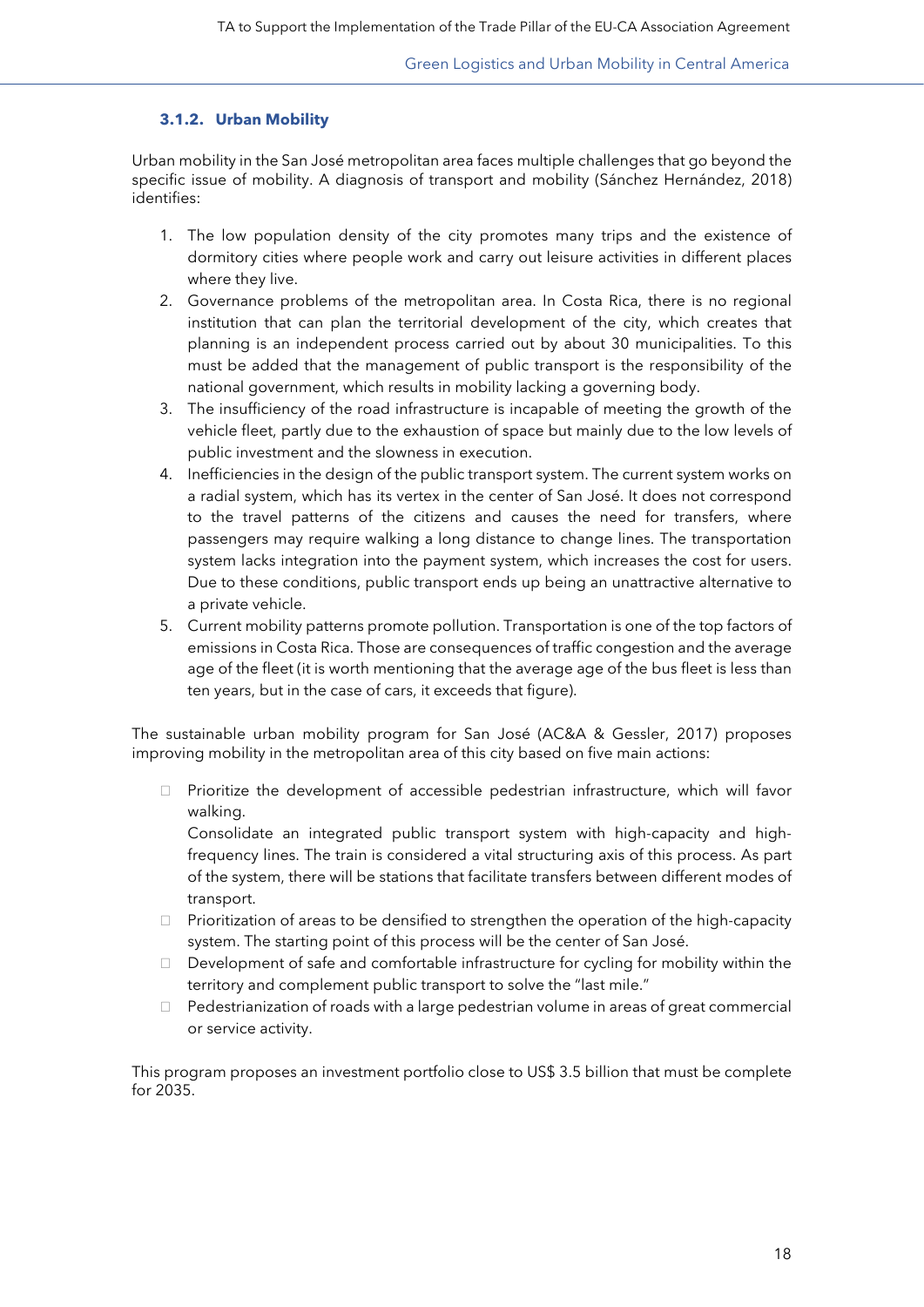### 3.1.2. Urban Mobility

Urban mobility in the San José metropolitan area faces multiple challenges that go beyond the specific issue of mobility. A diagnosis of transport and mobility (Sánchez Hernández, 2018) identifies:

1. The low population density of the city promotes many trips and the existence of dormitory cities where people work and carry out leisure activities in different places where they live.
2. Governance problems of the metropolitan area. In Costa Rica, there is no regional institution that can plan the territorial development of the city, which creates that planning is an independent process carried out by about 30 municipalities. To this must be added that the management of public transport is the responsibility of the national government, which results in mobility lacking a governing body.
3. The insufficiency of the road infrastructure is incapable of meeting the growth of the vehicle fleet, partly due to the exhaustion of space but mainly due to the low levels of public investment and the slowness in execution.
4. Inefficiencies in the design of the public transport system. The current system works on a radial system, which has its vertex in the center of San José. It does not correspond to the travel patterns of the citizens and causes the need for transfers, where passengers may require walking a long distance to change lines. The transportation system lacks integration into the payment system, which increases the cost for users. Due to these conditions, public transport ends up being an unattractive alternative to a private vehicle.
5. Current mobility patterns promote pollution. Transportation is one of the top factors of emissions in Costa Rica. Those are consequences of traffic congestion and the average age of the fleet (it is worth mentioning that the average age of the bus fleet is less than ten years, but in the case of cars, it exceeds that figure).

The sustainable urban mobility program for San José (AC&A & Gessler, 2017) proposes improving mobility in the metropolitan area of this city based on five main actions:

- Prioritize the development of accessible pedestrian infrastructure, which will favor walking.
  Consolidate an integrated public transport system with high-capacity and high-frequency lines. The train is considered a vital structuring axis of this process. As part of the system, there will be stations that facilitate transfers between different modes of transport.
- Prioritization of areas to be densified to strengthen the operation of the high-capacity system. The starting point of this process will be the center of San José.
- Development of safe and comfortable infrastructure for cycling for mobility within the territory and complement public transport to solve the "last mile."
- Pedestrianization of roads with a large pedestrian volume in areas of great commercial or service activity.

This program proposes an investment portfolio close to US$ 3.5 billion that must be complete for 2035.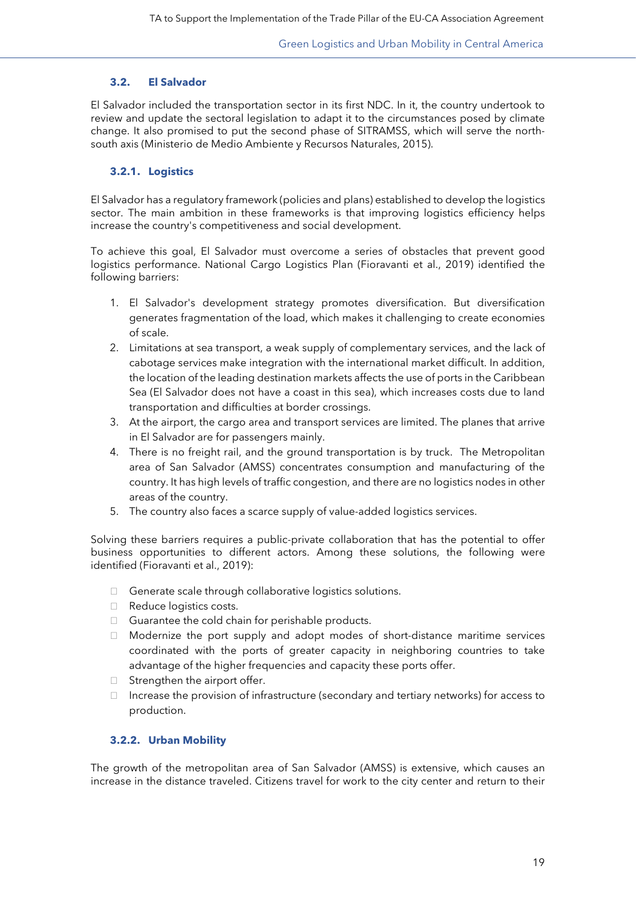### 3.2. El Salvador

El Salvador included the transportation sector in its first NDC. In it, the country undertook to review and update the sectoral legislation to adapt it to the circumstances posed by climate change. It also promised to put the second phase of SITRAMSS, which will serve the north-south axis (Ministerio de Medio Ambiente y Recursos Naturales, 2015).

#### 3.2.1. Logistics

El Salvador has a regulatory framework (policies and plans) established to develop the logistics sector. The main ambition in these frameworks is that improving logistics efficiency helps increase the country's competitiveness and social development.

To achieve this goal, El Salvador must overcome a series of obstacles that prevent good logistics performance. National Cargo Logistics Plan (Fioravanti et al., 2019) identified the following barriers:

1. El Salvador's development strategy promotes diversification. But diversification generates fragmentation of the load, which makes it challenging to create economies of scale.
2. Limitations at sea transport, a weak supply of complementary services, and the lack of cabotage services make integration with the international market difficult. In addition, the location of the leading destination markets affects the use of ports in the Caribbean Sea (El Salvador does not have a coast in this sea), which increases costs due to land transportation and difficulties at border crossings.
3. At the airport, the cargo area and transport services are limited. The planes that arrive in El Salvador are for passengers mainly.
4. There is no freight rail, and the ground transportation is by truck. The Metropolitan area of San Salvador (AMSS) concentrates consumption and manufacturing of the country. It has high levels of traffic congestion, and there are no logistics nodes in other areas of the country.
5. The country also faces a scarce supply of value-added logistics services.

Solving these barriers requires a public-private collaboration that has the potential to offer business opportunities to different actors. Among these solutions, the following were identified (Fioravanti et al., 2019):

- Generate scale through collaborative logistics solutions.
- Reduce logistics costs.
- Guarantee the cold chain for perishable products.
- Modernize the port supply and adopt modes of short-distance maritime services coordinated with the ports of greater capacity in neighboring countries to take advantage of the higher frequencies and capacity these ports offer.
- Strengthen the airport offer.
- Increase the provision of infrastructure (secondary and tertiary networks) for access to production.

#### 3.2.2. Urban Mobility

The growth of the metropolitan area of San Salvador (AMSS) is extensive, which causes an increase in the distance traveled. Citizens travel for work to the city center and return to their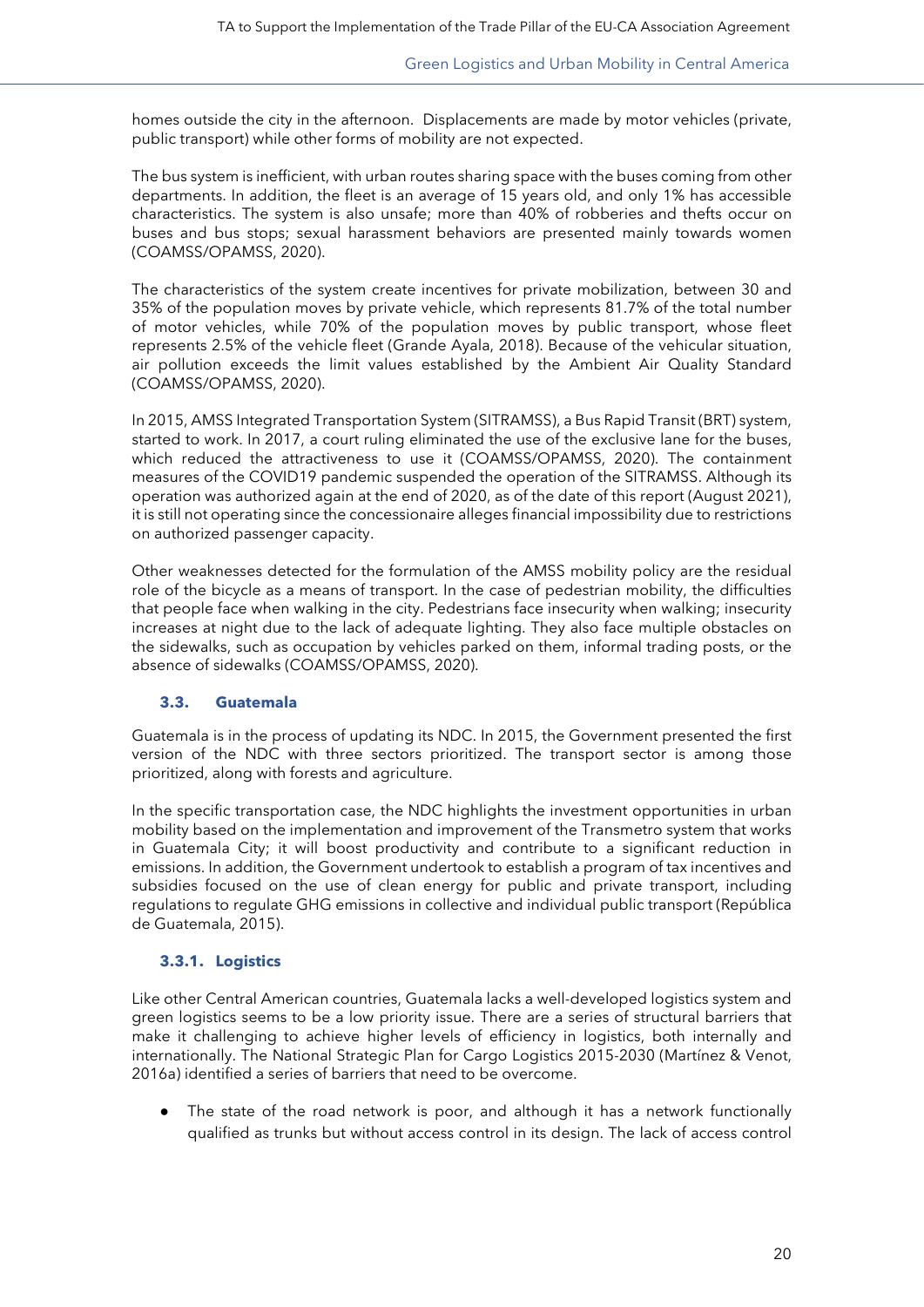homes outside the city in the afternoon. Displacements are made by motor vehicles (private, public transport) while other forms of mobility are not expected.

The bus system is inefficient, with urban routes sharing space with the buses coming from other departments. In addition, the fleet is an average of 15 years old, and only 1% has accessible characteristics. The system is also unsafe; more than 40% of robberies and thefts occur on buses and bus stops; sexual harassment behaviors are presented mainly towards women (COAMSS/OPAMSS, 2020).

The characteristics of the system create incentives for private mobilization, between 30 and 35% of the population moves by private vehicle, which represents 81.7% of the total number of motor vehicles, while 70% of the population moves by public transport, whose fleet represents 2.5% of the vehicle fleet (Grande Ayala, 2018). Because of the vehicular situation, air pollution exceeds the limit values established by the Ambient Air Quality Standard (COAMSS/OPAMSS, 2020).

In 2015, AMSS Integrated Transportation System (SITRAMSS), a Bus Rapid Transit (BRT) system, started to work. In 2017, a court ruling eliminated the use of the exclusive lane for the buses, which reduced the attractiveness to use it (COAMSS/OPAMSS, 2020). The containment measures of the COVID19 pandemic suspended the operation of the SITRAMSS. Although its operation was authorized again at the end of 2020, as of the date of this report (August 2021), it is still not operating since the concessionaire alleges financial impossibility due to restrictions on authorized passenger capacity.

Other weaknesses detected for the formulation of the AMSS mobility policy are the residual role of the bicycle as a means of transport. In the case of pedestrian mobility, the difficulties that people face when walking in the city. Pedestrians face insecurity when walking; insecurity increases at night due to the lack of adequate lighting. They also face multiple obstacles on the sidewalks, such as occupation by vehicles parked on them, informal trading posts, or the absence of sidewalks (COAMSS/OPAMSS, 2020).

## 3.3. Guatemala

Guatemala is in the process of updating its NDC. In 2015, the Government presented the first version of the NDC with three sectors prioritized. The transport sector is among those prioritized, along with forests and agriculture.

In the specific transportation case, the NDC highlights the investment opportunities in urban mobility based on the implementation and improvement of the Transmetro system that works in Guatemala City; it will boost productivity and contribute to a significant reduction in emissions. In addition, the Government undertook to establish a program of tax incentives and subsidies focused on the use of clean energy for public and private transport, including regulations to regulate GHG emissions in collective and individual public transport (República de Guatemala, 2015).

### 3.3.1. Logistics

Like other Central American countries, Guatemala lacks a well-developed logistics system and green logistics seems to be a low priority issue. There are a series of structural barriers that make it challenging to achieve higher levels of efficiency in logistics, both internally and internationally. The National Strategic Plan for Cargo Logistics 2015-2030 (Martínez & Venot, 2016a) identified a series of barriers that need to be overcome.

- The state of the road network is poor, and although it has a network functionally qualified as trunks but without access control in its design. The lack of access control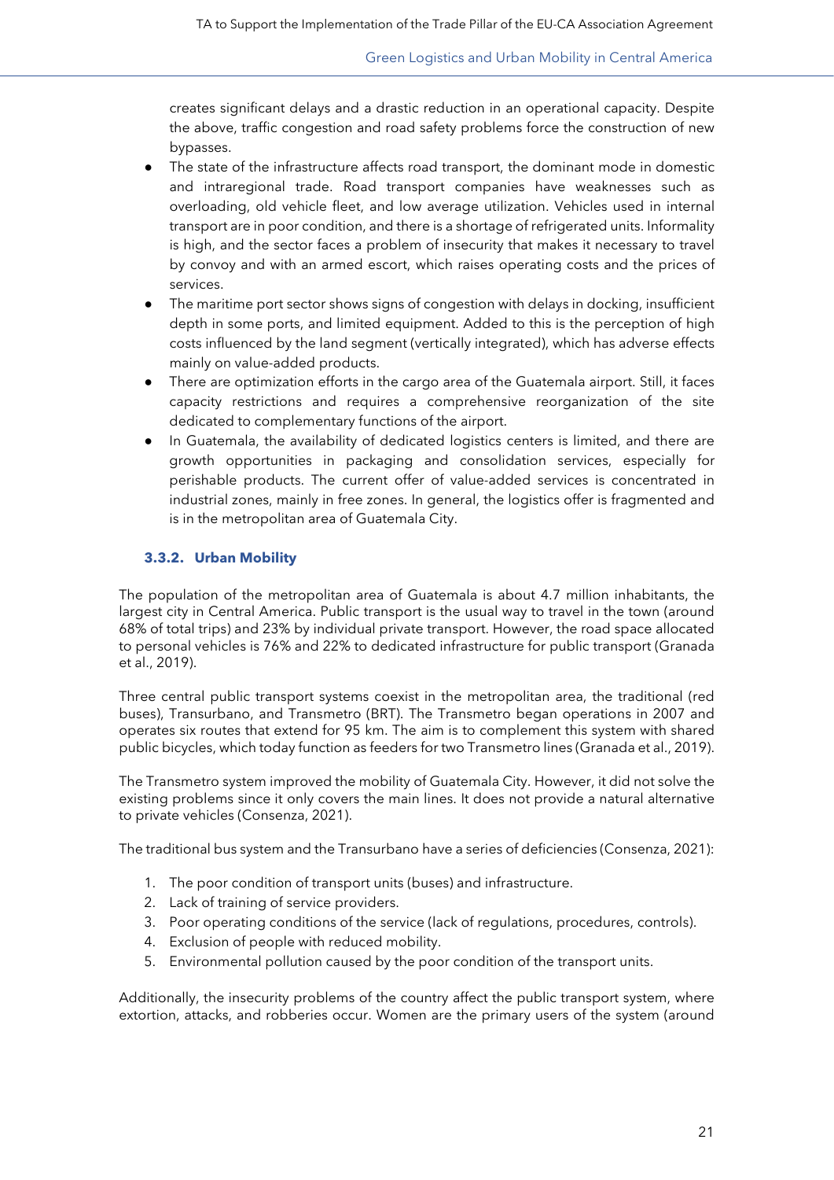creates significant delays and a drastic reduction in an operational capacity. Despite the above, traffic congestion and road safety problems force the construction of new bypasses.

- The state of the infrastructure affects road transport, the dominant mode in domestic and intraregional trade. Road transport companies have weaknesses such as overloading, old vehicle fleet, and low average utilization. Vehicles used in internal transport are in poor condition, and there is a shortage of refrigerated units. Informality is high, and the sector faces a problem of insecurity that makes it necessary to travel by convoy and with an armed escort, which raises operating costs and the prices of services.
- The maritime port sector shows signs of congestion with delays in docking, insufficient depth in some ports, and limited equipment. Added to this is the perception of high costs influenced by the land segment (vertically integrated), which has adverse effects mainly on value-added products.
- There are optimization efforts in the cargo area of the Guatemala airport. Still, it faces capacity restrictions and requires a comprehensive reorganization of the site dedicated to complementary functions of the airport.
- In Guatemala, the availability of dedicated logistics centers is limited, and there are growth opportunities in packaging and consolidation services, especially for perishable products. The current offer of value-added services is concentrated in industrial zones, mainly in free zones. In general, the logistics offer is fragmented and is in the metropolitan area of Guatemala City.

### 3.3.2. Urban Mobility

The population of the metropolitan area of Guatemala is about 4.7 million inhabitants, the largest city in Central America. Public transport is the usual way to travel in the town (around 68% of total trips) and 23% by individual private transport. However, the road space allocated to personal vehicles is 76% and 22% to dedicated infrastructure for public transport (Granada et al., 2019).

Three central public transport systems coexist in the metropolitan area, the traditional (red buses), Transurbano, and Transmetro (BRT). The Transmetro began operations in 2007 and operates six routes that extend for 95 km. The aim is to complement this system with shared public bicycles, which today function as feeders for two Transmetro lines (Granada et al., 2019).

The Transmetro system improved the mobility of Guatemala City. However, it did not solve the existing problems since it only covers the main lines. It does not provide a natural alternative to private vehicles (Consenza, 2021).

The traditional bus system and the Transurbano have a series of deficiencies (Consenza, 2021):

1. The poor condition of transport units (buses) and infrastructure.
2. Lack of training of service providers.
3. Poor operating conditions of the service (lack of regulations, procedures, controls).
4. Exclusion of people with reduced mobility.
5. Environmental pollution caused by the poor condition of the transport units.

Additionally, the insecurity problems of the country affect the public transport system, where extortion, attacks, and robberies occur. Women are the primary users of the system (around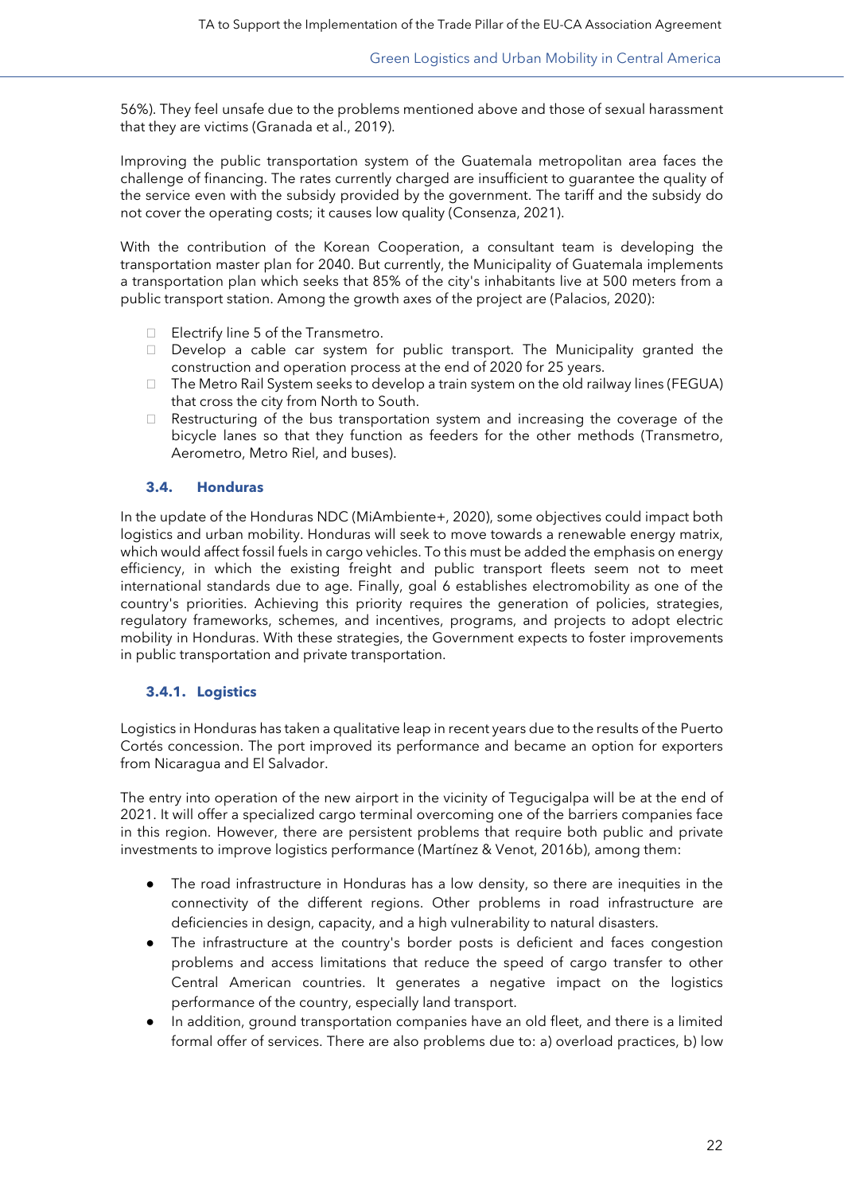56%). They feel unsafe due to the problems mentioned above and those of sexual harassment that they are victims (Granada et al., 2019).

Improving the public transportation system of the Guatemala metropolitan area faces the challenge of financing. The rates currently charged are insufficient to guarantee the quality of the service even with the subsidy provided by the government. The tariff and the subsidy do not cover the operating costs; it causes low quality (Consenza, 2021).

With the contribution of the Korean Cooperation, a consultant team is developing the transportation master plan for 2040. But currently, the Municipality of Guatemala implements a transportation plan which seeks that 85% of the city's inhabitants live at 500 meters from a public transport station. Among the growth axes of the project are (Palacios, 2020):

- Electrify line 5 of the Transmetro.
- Develop a cable car system for public transport. The Municipality granted the construction and operation process at the end of 2020 for 25 years.
- The Metro Rail System seeks to develop a train system on the old railway lines (FEGUA) that cross the city from North to South.
- Restructuring of the bus transportation system and increasing the coverage of the bicycle lanes so that they function as feeders for the other methods (Transmetro, Aerometro, Metro Riel, and buses).

### 3.4. Honduras

In the update of the Honduras NDC (MiAmbiente+, 2020), some objectives could impact both logistics and urban mobility. Honduras will seek to move towards a renewable energy matrix, which would affect fossil fuels in cargo vehicles. To this must be added the emphasis on energy efficiency, in which the existing freight and public transport fleets seem not to meet international standards due to age. Finally, goal 6 establishes electromobility as one of the country's priorities. Achieving this priority requires the generation of policies, strategies, regulatory frameworks, schemes, and incentives, programs, and projects to adopt electric mobility in Honduras. With these strategies, the Government expects to foster improvements in public transportation and private transportation.

#### 3.4.1. Logistics

Logistics in Honduras has taken a qualitative leap in recent years due to the results of the Puerto Cortés concession. The port improved its performance and became an option for exporters from Nicaragua and El Salvador.

The entry into operation of the new airport in the vicinity of Tegucigalpa will be at the end of 2021. It will offer a specialized cargo terminal overcoming one of the barriers companies face in this region. However, there are persistent problems that require both public and private investments to improve logistics performance (Martínez & Venot, 2016b), among them:

- The road infrastructure in Honduras has a low density, so there are inequities in the connectivity of the different regions. Other problems in road infrastructure are deficiencies in design, capacity, and a high vulnerability to natural disasters.
- The infrastructure at the country's border posts is deficient and faces congestion problems and access limitations that reduce the speed of cargo transfer to other Central American countries. It generates a negative impact on the logistics performance of the country, especially land transport.
- In addition, ground transportation companies have an old fleet, and there is a limited formal offer of services. There are also problems due to: a) overload practices, b) low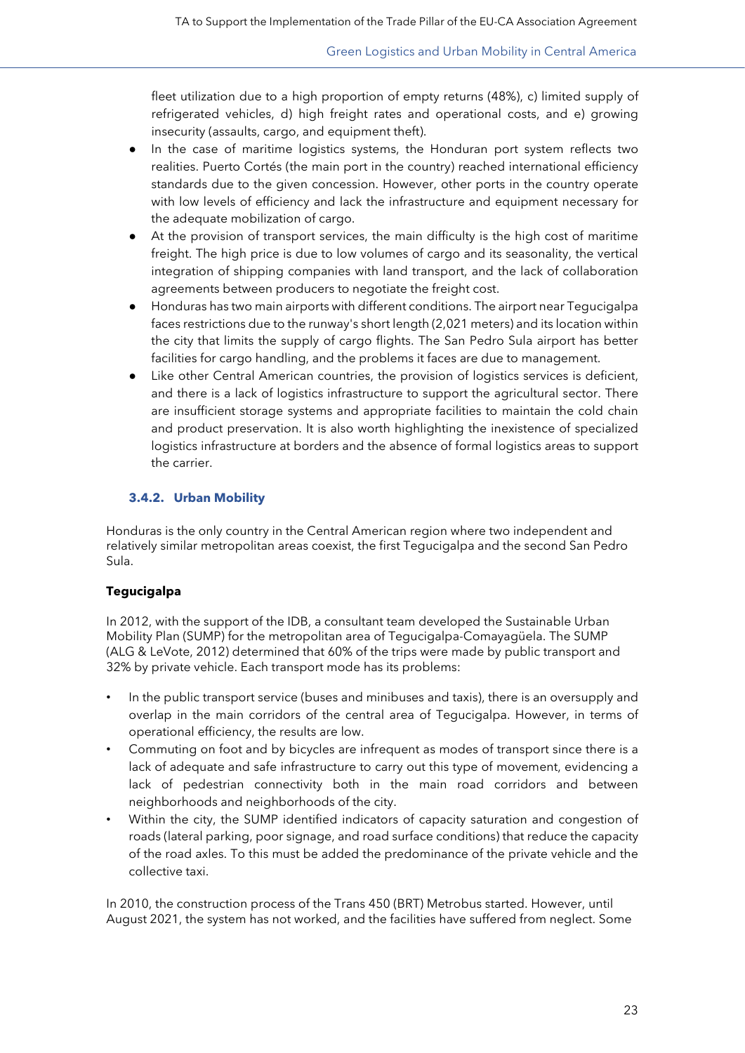fleet utilization due to a high proportion of empty returns (48%), c) limited supply of refrigerated vehicles, d) high freight rates and operational costs, and e) growing insecurity (assaults, cargo, and equipment theft).

- In the case of maritime logistics systems, the Honduran port system reflects two realities. Puerto Cortés (the main port in the country) reached international efficiency standards due to the given concession. However, other ports in the country operate with low levels of efficiency and lack the infrastructure and equipment necessary for the adequate mobilization of cargo.
- At the provision of transport services, the main difficulty is the high cost of maritime freight. The high price is due to low volumes of cargo and its seasonality, the vertical integration of shipping companies with land transport, and the lack of collaboration agreements between producers to negotiate the freight cost.
- Honduras has two main airports with different conditions. The airport near Tegucigalpa faces restrictions due to the runway's short length (2,021 meters) and its location within the city that limits the supply of cargo flights. The San Pedro Sula airport has better facilities for cargo handling, and the problems it faces are due to management.
- Like other Central American countries, the provision of logistics services is deficient, and there is a lack of logistics infrastructure to support the agricultural sector. There are insufficient storage systems and appropriate facilities to maintain the cold chain and product preservation. It is also worth highlighting the inexistence of specialized logistics infrastructure at borders and the absence of formal logistics areas to support the carrier.

### 3.4.2. Urban Mobility

Honduras is the only country in the Central American region where two independent and relatively similar metropolitan areas coexist, the first Tegucigalpa and the second San Pedro Sula.

**Tegucigalpa**

In 2012, with the support of the IDB, a consultant team developed the Sustainable Urban Mobility Plan (SUMP) for the metropolitan area of Tegucigalpa-Comayagüela. The SUMP (ALG & LeVote, 2012) determined that 60% of the trips were made by public transport and 32% by private vehicle. Each transport mode has its problems:

- In the public transport service (buses and minibuses and taxis), there is an oversupply and overlap in the main corridors of the central area of Tegucigalpa. However, in terms of operational efficiency, the results are low.
- Commuting on foot and by bicycles are infrequent as modes of transport since there is a lack of adequate and safe infrastructure to carry out this type of movement, evidencing a lack of pedestrian connectivity both in the main road corridors and between neighborhoods and neighborhoods of the city.
- Within the city, the SUMP identified indicators of capacity saturation and congestion of roads (lateral parking, poor signage, and road surface conditions) that reduce the capacity of the road axles. To this must be added the predominance of the private vehicle and the collective taxi.

In 2010, the construction process of the Trans 450 (BRT) Metrobus started. However, until August 2021, the system has not worked, and the facilities have suffered from neglect. Some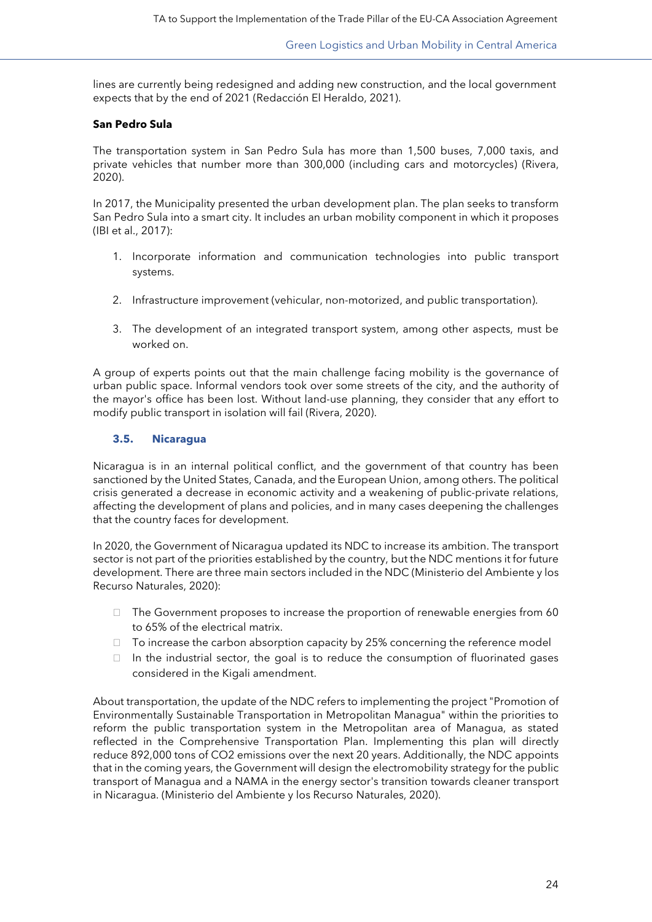lines are currently being redesigned and adding new construction, and the local government expects that by the end of 2021 (Redacción El Heraldo, 2021).

**San Pedro Sula**

The transportation system in San Pedro Sula has more than 1,500 buses, 7,000 taxis, and private vehicles that number more than 300,000 (including cars and motorcycles) (Rivera, 2020).

In 2017, the Municipality presented the urban development plan. The plan seeks to transform San Pedro Sula into a smart city. It includes an urban mobility component in which it proposes (IBI et al., 2017):

1. Incorporate information and communication technologies into public transport systems.
2. Infrastructure improvement (vehicular, non-motorized, and public transportation).
3. The development of an integrated transport system, among other aspects, must be worked on.

A group of experts points out that the main challenge facing mobility is the governance of urban public space. Informal vendors took over some streets of the city, and the authority of the mayor's office has been lost. Without land-use planning, they consider that any effort to modify public transport in isolation will fail (Rivera, 2020).

### 3.5. Nicaragua

Nicaragua is in an internal political conflict, and the government of that country has been sanctioned by the United States, Canada, and the European Union, among others. The political crisis generated a decrease in economic activity and a weakening of public-private relations, affecting the development of plans and policies, and in many cases deepening the challenges that the country faces for development.

In 2020, the Government of Nicaragua updated its NDC to increase its ambition. The transport sector is not part of the priorities established by the country, but the NDC mentions it for future development. There are three main sectors included in the NDC (Ministerio del Ambiente y los Recurso Naturales, 2020):

- The Government proposes to increase the proportion of renewable energies from 60 to 65% of the electrical matrix.
- To increase the carbon absorption capacity by 25% concerning the reference model
- In the industrial sector, the goal is to reduce the consumption of fluorinated gases considered in the Kigali amendment.

About transportation, the update of the NDC refers to implementing the project "Promotion of Environmentally Sustainable Transportation in Metropolitan Managua" within the priorities to reform the public transportation system in the Metropolitan area of Managua, as stated reflected in the Comprehensive Transportation Plan. Implementing this plan will directly reduce 892,000 tons of $CO_2$ emissions over the next 20 years. Additionally, the NDC appoints that in the coming years, the Government will design the electromobility strategy for the public transport of Managua and a NAMA in the energy sector's transition towards cleaner transport in Nicaragua. (Ministerio del Ambiente y los Recurso Naturales, 2020).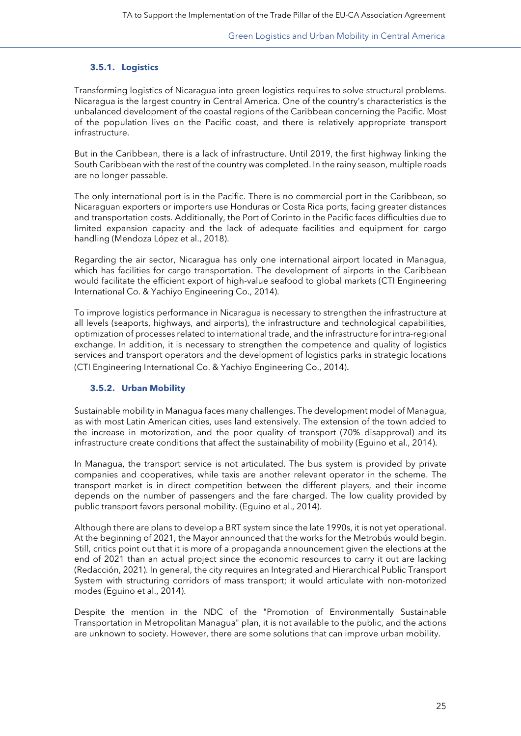### 3.5.1. Logistics

Transforming logistics of Nicaragua into green logistics requires to solve structural problems. Nicaragua is the largest country in Central America. One of the country's characteristics is the unbalanced development of the coastal regions of the Caribbean concerning the Pacific. Most of the population lives on the Pacific coast, and there is relatively appropriate transport infrastructure.

But in the Caribbean, there is a lack of infrastructure. Until 2019, the first highway linking the South Caribbean with the rest of the country was completed. In the rainy season, multiple roads are no longer passable.

The only international port is in the Pacific. There is no commercial port in the Caribbean, so Nicaraguan exporters or importers use Honduras or Costa Rica ports, facing greater distances and transportation costs. Additionally, the Port of Corinto in the Pacific faces difficulties due to limited expansion capacity and the lack of adequate facilities and equipment for cargo handling (Mendoza López et al., 2018).

Regarding the air sector, Nicaragua has only one international airport located in Managua, which has facilities for cargo transportation. The development of airports in the Caribbean would facilitate the efficient export of high-value seafood to global markets (CTI Engineering International Co. & Yachiyo Engineering Co., 2014).

To improve logistics performance in Nicaragua is necessary to strengthen the infrastructure at all levels (seaports, highways, and airports), the infrastructure and technological capabilities, optimization of processes related to international trade, and the infrastructure for intra-regional exchange. In addition, it is necessary to strengthen the competence and quality of logistics services and transport operators and the development of logistics parks in strategic locations (CTI Engineering International Co. & Yachiyo Engineering Co., 2014).

### 3.5.2. Urban Mobility

Sustainable mobility in Managua faces many challenges. The development model of Managua, as with most Latin American cities, uses land extensively. The extension of the town added to the increase in motorization, and the poor quality of transport (70% disapproval) and its infrastructure create conditions that affect the sustainability of mobility (Eguino et al., 2014).

In Managua, the transport service is not articulated. The bus system is provided by private companies and cooperatives, while taxis are another relevant operator in the scheme. The transport market is in direct competition between the different players, and their income depends on the number of passengers and the fare charged. The low quality provided by public transport favors personal mobility. (Eguino et al., 2014).

Although there are plans to develop a BRT system since the late 1990s, it is not yet operational. At the beginning of 2021, the Mayor announced that the works for the Metrobús would begin. Still, critics point out that it is more of a propaganda announcement given the elections at the end of 2021 than an actual project since the economic resources to carry it out are lacking (Redacción, 2021). In general, the city requires an Integrated and Hierarchical Public Transport System with structuring corridors of mass transport; it would articulate with non-motorized modes (Eguino et al., 2014).

Despite the mention in the NDC of the "Promotion of Environmentally Sustainable Transportation in Metropolitan Managua" plan, it is not available to the public, and the actions are unknown to society. However, there are some solutions that can improve urban mobility.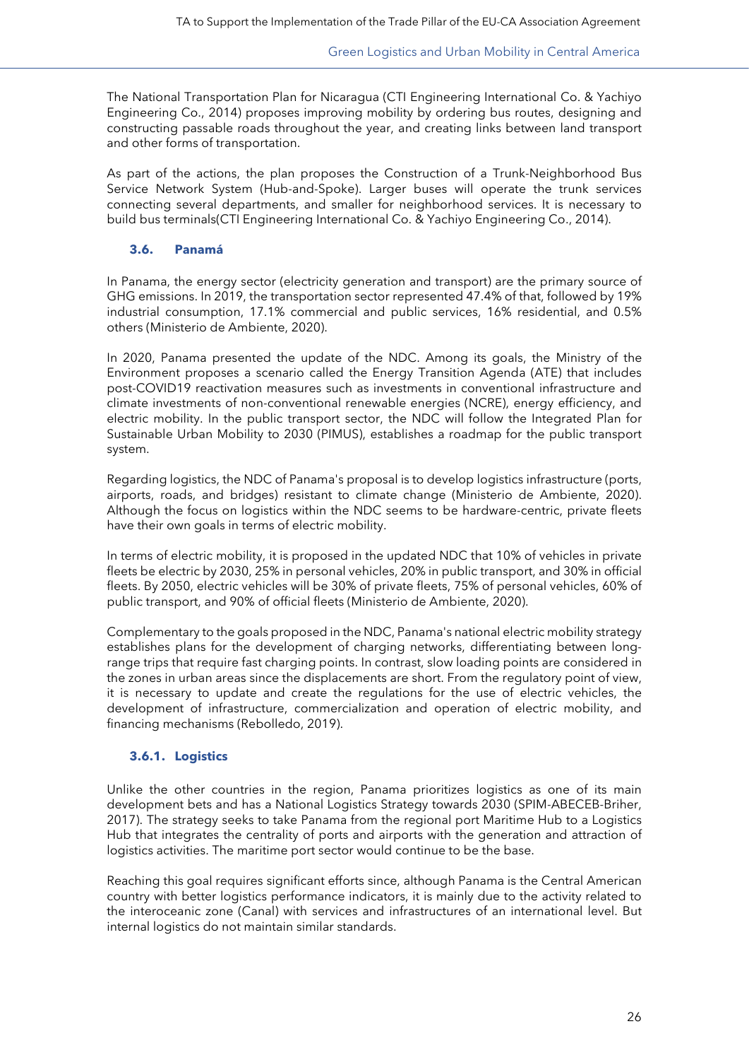The National Transportation Plan for Nicaragua (CTI Engineering International Co. & Yachiyo Engineering Co., 2014) proposes improving mobility by ordering bus routes, designing and constructing passable roads throughout the year, and creating links between land transport and other forms of transportation.

As part of the actions, the plan proposes the Construction of a Trunk-Neighborhood Bus Service Network System (Hub-and-Spoke). Larger buses will operate the trunk services connecting several departments, and smaller for neighborhood services. It is necessary to build bus terminals(CTI Engineering International Co. & Yachiyo Engineering Co., 2014).

### 3.6. Panamá

In Panama, the energy sector (electricity generation and transport) are the primary source of GHG emissions. In 2019, the transportation sector represented 47.4% of that, followed by 19% industrial consumption, 17.1% commercial and public services, 16% residential, and 0.5% others (Ministerio de Ambiente, 2020).

In 2020, Panama presented the update of the NDC. Among its goals, the Ministry of the Environment proposes a scenario called the Energy Transition Agenda (ATE) that includes post-COVID19 reactivation measures such as investments in conventional infrastructure and climate investments of non-conventional renewable energies (NCRE), energy efficiency, and electric mobility. In the public transport sector, the NDC will follow the Integrated Plan for Sustainable Urban Mobility to 2030 (PIMUS), establishes a roadmap for the public transport system.

Regarding logistics, the NDC of Panama's proposal is to develop logistics infrastructure (ports, airports, roads, and bridges) resistant to climate change (Ministerio de Ambiente, 2020). Although the focus on logistics within the NDC seems to be hardware-centric, private fleets have their own goals in terms of electric mobility.

In terms of electric mobility, it is proposed in the updated NDC that 10% of vehicles in private fleets be electric by 2030, 25% in personal vehicles, 20% in public transport, and 30% in official fleets. By 2050, electric vehicles will be 30% of private fleets, 75% of personal vehicles, 60% of public transport, and 90% of official fleets (Ministerio de Ambiente, 2020).

Complementary to the goals proposed in the NDC, Panama's national electric mobility strategy establishes plans for the development of charging networks, differentiating between long-range trips that require fast charging points. In contrast, slow loading points are considered in the zones in urban areas since the displacements are short. From the regulatory point of view, it is necessary to update and create the regulations for the use of electric vehicles, the development of infrastructure, commercialization and operation of electric mobility, and financing mechanisms (Rebolledo, 2019).

#### 3.6.1. Logistics

Unlike the other countries in the region, Panama prioritizes logistics as one of its main development bets and has a National Logistics Strategy towards 2030 (SPIM-ABECEB-Briher, 2017). The strategy seeks to take Panama from the regional port Maritime Hub to a Logistics Hub that integrates the centrality of ports and airports with the generation and attraction of logistics activities. The maritime port sector would continue to be the base.

Reaching this goal requires significant efforts since, although Panama is the Central American country with better logistics performance indicators, it is mainly due to the activity related to the interoceanic zone (Canal) with services and infrastructures of an international level. But internal logistics do not maintain similar standards.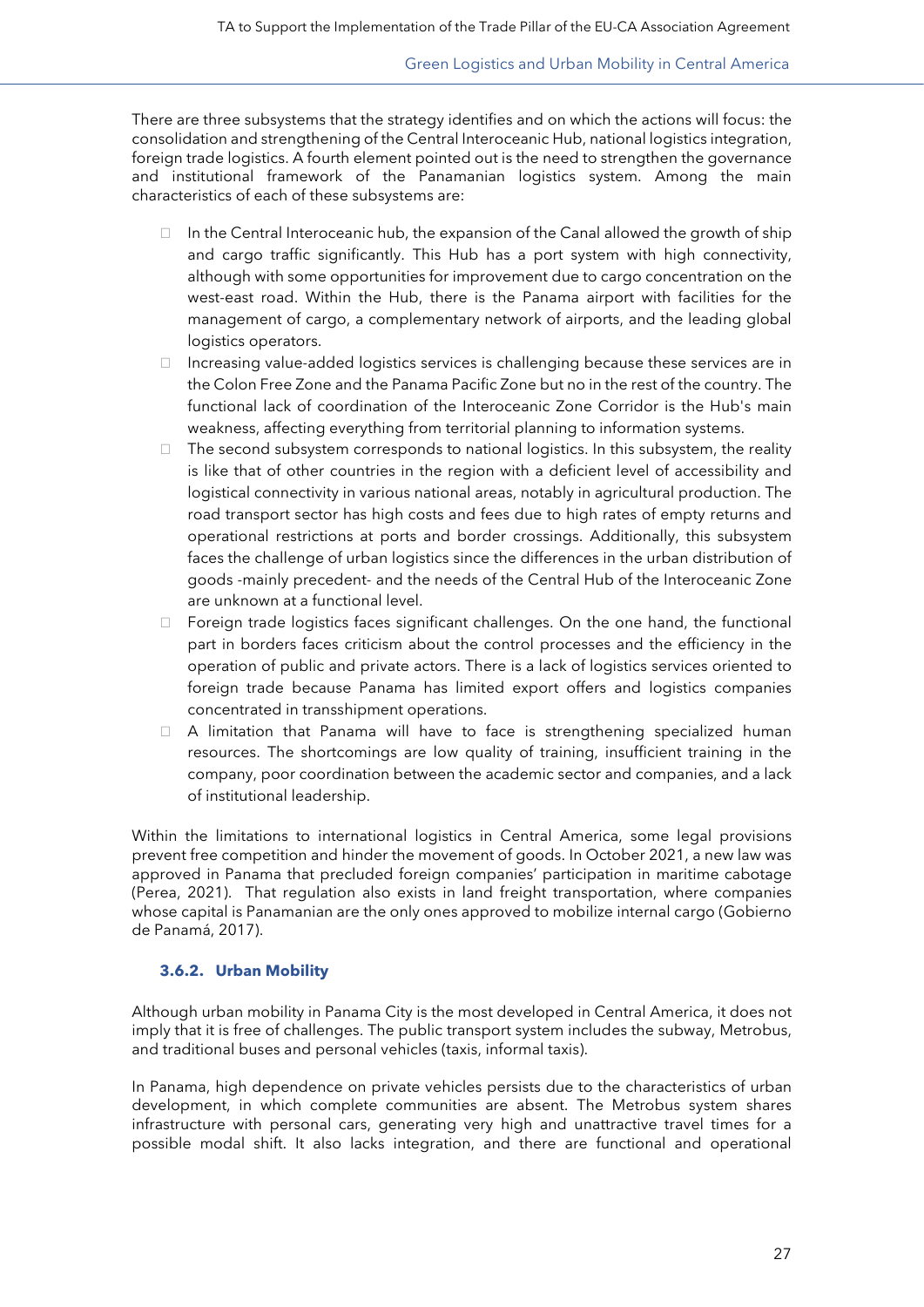There are three subsystems that the strategy identifies and on which the actions will focus: the consolidation and strengthening of the Central Interoceanic Hub, national logistics integration, foreign trade logistics. A fourth element pointed out is the need to strengthen the governance and institutional framework of the Panamanian logistics system. Among the main characteristics of each of these subsystems are:

- In the Central Interoceanic hub, the expansion of the Canal allowed the growth of ship and cargo traffic significantly. This Hub has a port system with high connectivity, although with some opportunities for improvement due to cargo concentration on the west-east road. Within the Hub, there is the Panama airport with facilities for the management of cargo, a complementary network of airports, and the leading global logistics operators.
- Increasing value-added logistics services is challenging because these services are in the Colon Free Zone and the Panama Pacific Zone but no in the rest of the country. The functional lack of coordination of the Interoceanic Zone Corridor is the Hub's main weakness, affecting everything from territorial planning to information systems.
- The second subsystem corresponds to national logistics. In this subsystem, the reality is like that of other countries in the region with a deficient level of accessibility and logistical connectivity in various national areas, notably in agricultural production. The road transport sector has high costs and fees due to high rates of empty returns and operational restrictions at ports and border crossings. Additionally, this subsystem faces the challenge of urban logistics since the differences in the urban distribution of goods -mainly precedent- and the needs of the Central Hub of the Interoceanic Zone are unknown at a functional level.
- Foreign trade logistics faces significant challenges. On the one hand, the functional part in borders faces criticism about the control processes and the efficiency in the operation of public and private actors. There is a lack of logistics services oriented to foreign trade because Panama has limited export offers and logistics companies concentrated in transshipment operations.
- A limitation that Panama will have to face is strengthening specialized human resources. The shortcomings are low quality of training, insufficient training in the company, poor coordination between the academic sector and companies, and a lack of institutional leadership.

Within the limitations to international logistics in Central America, some legal provisions prevent free competition and hinder the movement of goods. In October 2021, a new law was approved in Panama that precluded foreign companies' participation in maritime cabotage (Perea, 2021). That regulation also exists in land freight transportation, where companies whose capital is Panamanian are the only ones approved to mobilize internal cargo (Gobierno de Panamá, 2017).

### 3.6.2. Urban Mobility

Although urban mobility in Panama City is the most developed in Central America, it does not imply that it is free of challenges. The public transport system includes the subway, Metrobus, and traditional buses and personal vehicles (taxis, informal taxis).

In Panama, high dependence on private vehicles persists due to the characteristics of urban development, in which complete communities are absent. The Metrobus system shares infrastructure with personal cars, generating very high and unattractive travel times for a possible modal shift. It also lacks integration, and there are functional and operational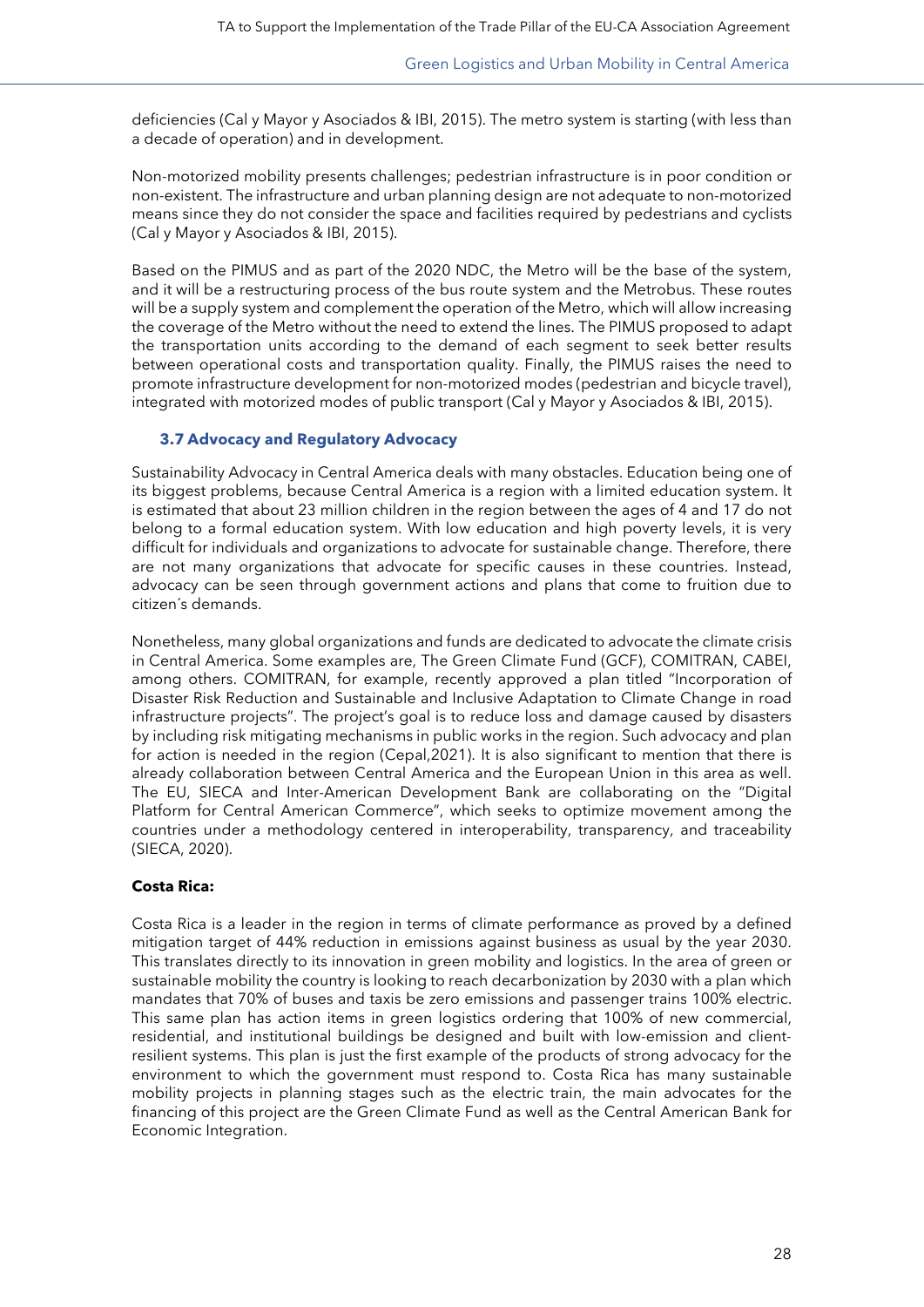deficiencies (Cal y Mayor y Asociados & IBI, 2015). The metro system is starting (with less than a decade of operation) and in development.

Non-motorized mobility presents challenges; pedestrian infrastructure is in poor condition or non-existent. The infrastructure and urban planning design are not adequate to non-motorized means since they do not consider the space and facilities required by pedestrians and cyclists (Cal y Mayor y Asociados & IBI, 2015).

Based on the PIMUS and as part of the 2020 NDC, the Metro will be the base of the system, and it will be a restructuring process of the bus route system and the Metrobus. These routes will be a supply system and complement the operation of the Metro, which will allow increasing the coverage of the Metro without the need to extend the lines. The PIMUS proposed to adapt the transportation units according to the demand of each segment to seek better results between operational costs and transportation quality. Finally, the PIMUS raises the need to promote infrastructure development for non-motorized modes (pedestrian and bicycle travel), integrated with motorized modes of public transport (Cal y Mayor y Asociados & IBI, 2015).

### 3.7 Advocacy and Regulatory Advocacy

Sustainability Advocacy in Central America deals with many obstacles. Education being one of its biggest problems, because Central America is a region with a limited education system. It is estimated that about 23 million children in the region between the ages of 4 and 17 do not belong to a formal education system. With low education and high poverty levels, it is very difficult for individuals and organizations to advocate for sustainable change. Therefore, there are not many organizations that advocate for specific causes in these countries. Instead, advocacy can be seen through government actions and plans that come to fruition due to citizen´s demands.

Nonetheless, many global organizations and funds are dedicated to advocate the climate crisis in Central America. Some examples are, The Green Climate Fund (GCF), COMITRAN, CABEI, among others. COMITRAN, for example, recently approved a plan titled "Incorporation of Disaster Risk Reduction and Sustainable and Inclusive Adaptation to Climate Change in road infrastructure projects". The project's goal is to reduce loss and damage caused by disasters by including risk mitigating mechanisms in public works in the region. Such advocacy and plan for action is needed in the region (Cepal,2021). It is also significant to mention that there is already collaboration between Central America and the European Union in this area as well. The EU, SIECA and Inter-American Development Bank are collaborating on the "Digital Platform for Central American Commerce", which seeks to optimize movement among the countries under a methodology centered in interoperability, transparency, and traceability (SIECA, 2020).

**Costa Rica:**

Costa Rica is a leader in the region in terms of climate performance as proved by a defined mitigation target of 44% reduction in emissions against business as usual by the year 2030. This translates directly to its innovation in green mobility and logistics. In the area of green or sustainable mobility the country is looking to reach decarbonization by 2030 with a plan which mandates that 70% of buses and taxis be zero emissions and passenger trains 100% electric. This same plan has action items in green logistics ordering that 100% of new commercial, residential, and institutional buildings be designed and built with low-emission and client-resilient systems. This plan is just the first example of the products of strong advocacy for the environment to which the government must respond to. Costa Rica has many sustainable mobility projects in planning stages such as the electric train, the main advocates for the financing of this project are the Green Climate Fund as well as the Central American Bank for Economic Integration.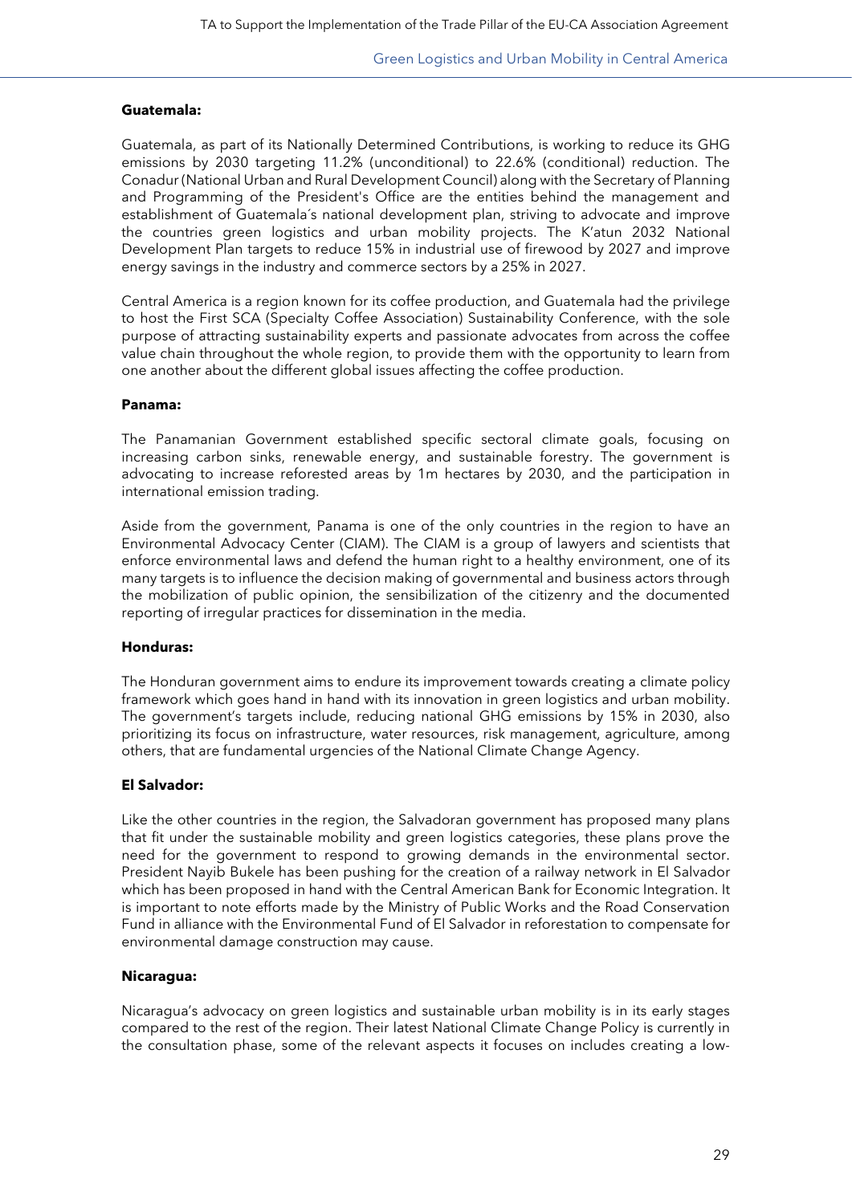**Guatemala:**

Guatemala, as part of its Nationally Determined Contributions, is working to reduce its GHG emissions by 2030 targeting 11.2% (unconditional) to 22.6% (conditional) reduction. The Conadur (National Urban and Rural Development Council) along with the Secretary of Planning and Programming of the President's Office are the entities behind the management and establishment of Guatemala´s national development plan, striving to advocate and improve the countries green logistics and urban mobility projects. The K'atun 2032 National Development Plan targets to reduce 15% in industrial use of firewood by 2027 and improve energy savings in the industry and commerce sectors by a 25% in 2027.

Central America is a region known for its coffee production, and Guatemala had the privilege to host the First SCA (Specialty Coffee Association) Sustainability Conference, with the sole purpose of attracting sustainability experts and passionate advocates from across the coffee value chain throughout the whole region, to provide them with the opportunity to learn from one another about the different global issues affecting the coffee production.

**Panama:**

The Panamanian Government established specific sectoral climate goals, focusing on increasing carbon sinks, renewable energy, and sustainable forestry. The government is advocating to increase reforested areas by 1m hectares by 2030, and the participation in international emission trading.

Aside from the government, Panama is one of the only countries in the region to have an Environmental Advocacy Center (CIAM). The CIAM is a group of lawyers and scientists that enforce environmental laws and defend the human right to a healthy environment, one of its many targets is to influence the decision making of governmental and business actors through the mobilization of public opinion, the sensibilization of the citizenry and the documented reporting of irregular practices for dissemination in the media.

**Honduras:**

The Honduran government aims to endure its improvement towards creating a climate policy framework which goes hand in hand with its innovation in green logistics and urban mobility. The government's targets include, reducing national GHG emissions by 15% in 2030, also prioritizing its focus on infrastructure, water resources, risk management, agriculture, among others, that are fundamental urgencies of the National Climate Change Agency.

**El Salvador:**

Like the other countries in the region, the Salvadoran government has proposed many plans that fit under the sustainable mobility and green logistics categories, these plans prove the need for the government to respond to growing demands in the environmental sector. President Nayib Bukele has been pushing for the creation of a railway network in El Salvador which has been proposed in hand with the Central American Bank for Economic Integration. It is important to note efforts made by the Ministry of Public Works and the Road Conservation Fund in alliance with the Environmental Fund of El Salvador in reforestation to compensate for environmental damage construction may cause.

**Nicaragua:**

Nicaragua's advocacy on green logistics and sustainable urban mobility is in its early stages compared to the rest of the region. Their latest National Climate Change Policy is currently in the consultation phase, some of the relevant aspects it focuses on includes creating a low-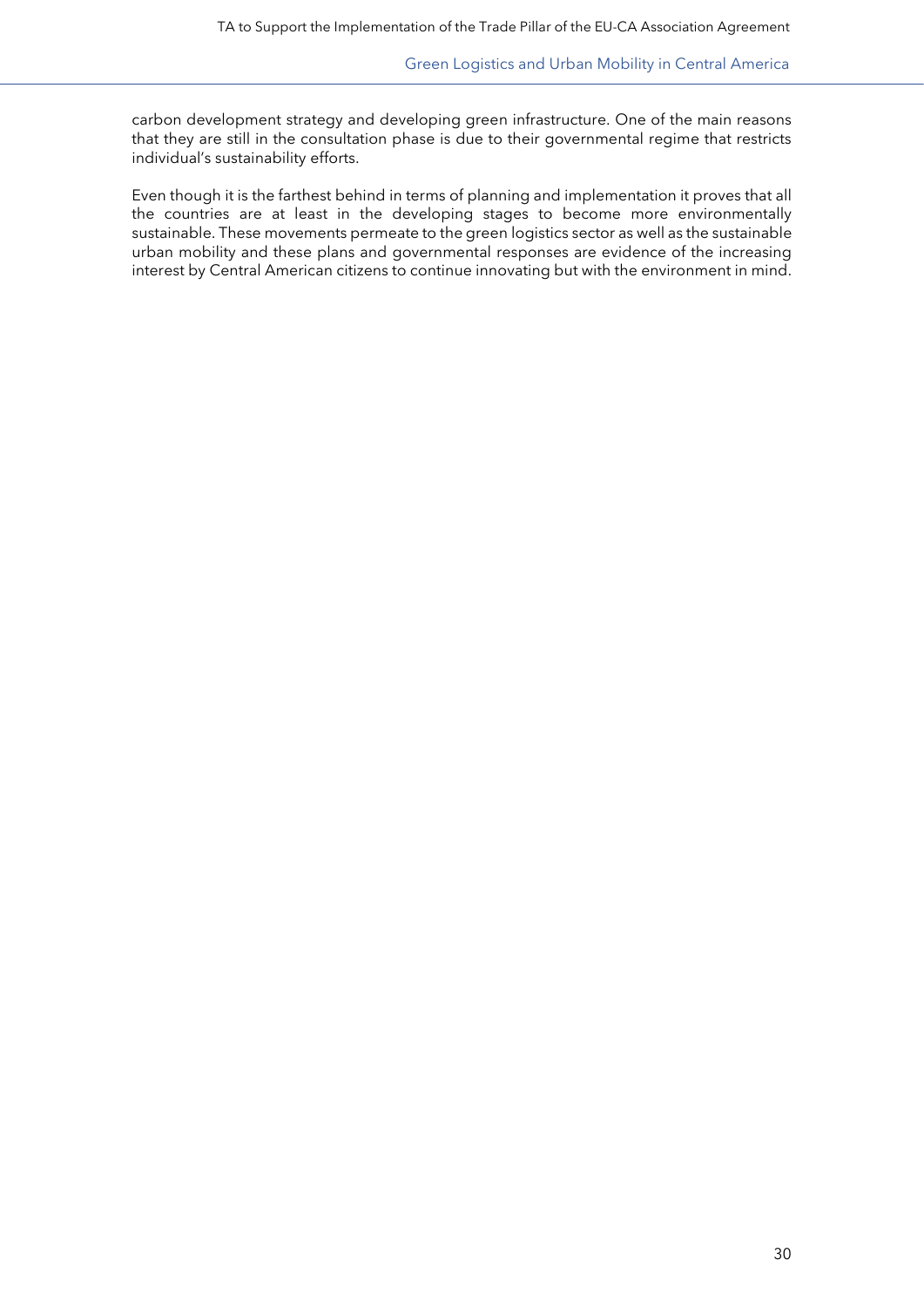carbon development strategy and developing green infrastructure. One of the main reasons that they are still in the consultation phase is due to their governmental regime that restricts individual's sustainability efforts.

Even though it is the farthest behind in terms of planning and implementation it proves that all the countries are at least in the developing stages to become more environmentally sustainable. These movements permeate to the green logistics sector as well as the sustainable urban mobility and these plans and governmental responses are evidence of the increasing interest by Central American citizens to continue innovating but with the environment in mind.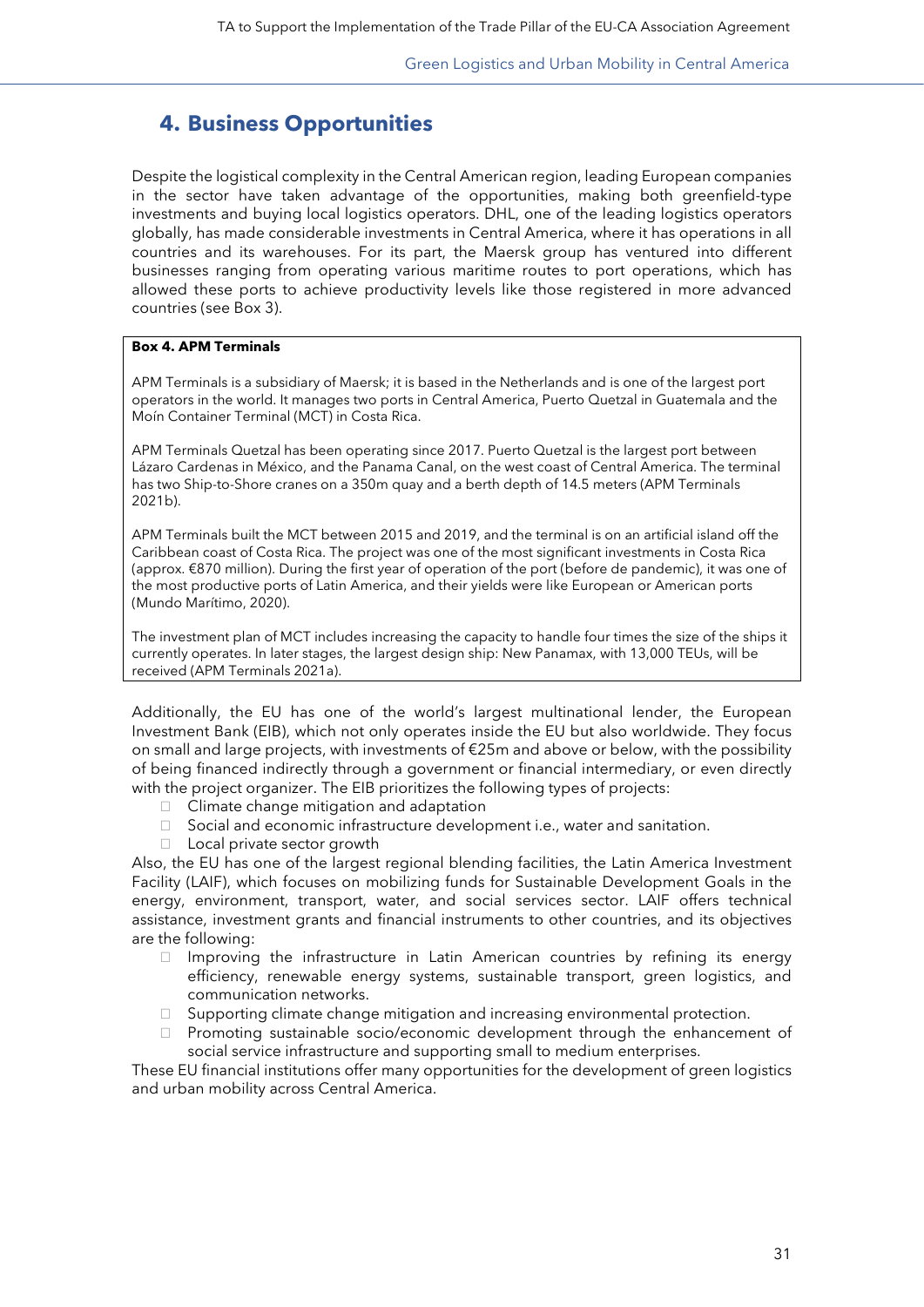# 4. Business Opportunities

Despite the logistical complexity in the Central American region, leading European companies in the sector have taken advantage of the opportunities, making both greenfield-type investments and buying local logistics operators. DHL, one of the leading logistics operators globally, has made considerable investments in Central America, where it has operations in all countries and its warehouses. For its part, the Maersk group has ventured into different businesses ranging from operating various maritime routes to port operations, which has allowed these ports to achieve productivity levels like those registered in more advanced countries (see Box 3).

> **Box 4. APM Terminals**
>
> APM Terminals is a subsidiary of Maersk; it is based in the Netherlands and is one of the largest port operators in the world. It manages two ports in Central America, Puerto Quetzal in Guatemala and the Moín Container Terminal (MCT) in Costa Rica.
>
> APM Terminals Quetzal has been operating since 2017. Puerto Quetzal is the largest port between Lázaro Cardenas in México, and the Panama Canal, on the west coast of Central America. The terminal has two Ship-to-Shore cranes on a 350m quay and a berth depth of 14.5 meters (APM Terminals 2021b).
>
> APM Terminals built the MCT between 2015 and 2019, and the terminal is on an artificial island off the Caribbean coast of Costa Rica. The project was one of the most significant investments in Costa Rica (approx. €870 million). During the first year of operation of the port (before de pandemic), it was one of the most productive ports of Latin America, and their yields were like European or American ports (Mundo Marítimo, 2020).
>
> The investment plan of MCT includes increasing the capacity to handle four times the size of the ships it currently operates. In later stages, the largest design ship: New Panamax, with 13,000 TEUs, will be received (APM Terminals 2021a).

Additionally, the EU has one of the world's largest multinational lender, the European Investment Bank (EIB), which not only operates inside the EU but also worldwide. They focus on small and large projects, with investments of €25m and above or below, with the possibility of being financed indirectly through a government or financial intermediary, or even directly with the project organizer. The EIB prioritizes the following types of projects:

- Climate change mitigation and adaptation
- Social and economic infrastructure development i.e., water and sanitation.
- Local private sector growth

Also, the EU has one of the largest regional blending facilities, the Latin America Investment Facility (LAIF), which focuses on mobilizing funds for Sustainable Development Goals in the energy, environment, transport, water, and social services sector. LAIF offers technical assistance, investment grants and financial instruments to other countries, and its objectives are the following:

- Improving the infrastructure in Latin American countries by refining its energy efficiency, renewable energy systems, sustainable transport, green logistics, and communication networks.
- Supporting climate change mitigation and increasing environmental protection.
- Promoting sustainable socio/economic development through the enhancement of social service infrastructure and supporting small to medium enterprises.

These EU financial institutions offer many opportunities for the development of green logistics and urban mobility across Central America.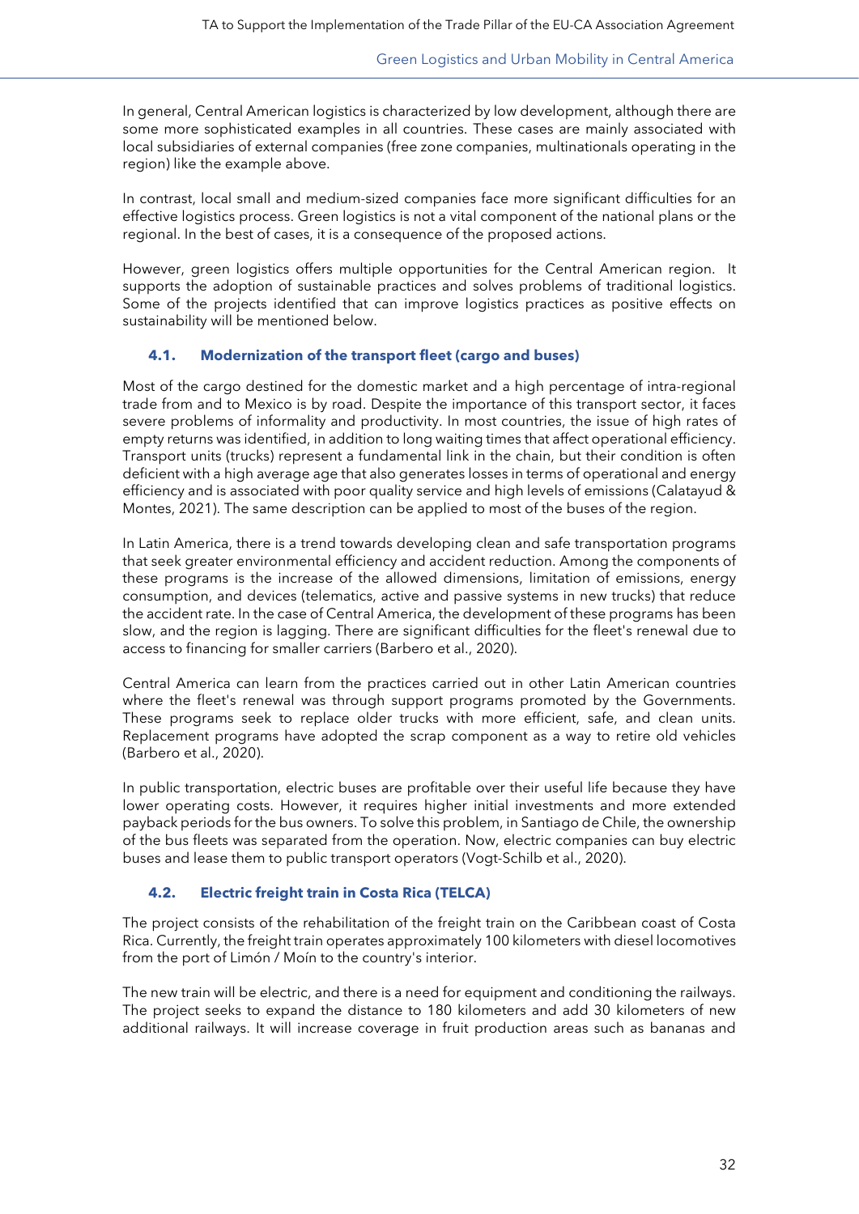In general, Central American logistics is characterized by low development, although there are some more sophisticated examples in all countries. These cases are mainly associated with local subsidiaries of external companies (free zone companies, multinationals operating in the region) like the example above.

In contrast, local small and medium-sized companies face more significant difficulties for an effective logistics process. Green logistics is not a vital component of the national plans or the regional. In the best of cases, it is a consequence of the proposed actions.

However, green logistics offers multiple opportunities for the Central American region. It supports the adoption of sustainable practices and solves problems of traditional logistics. Some of the projects identified that can improve logistics practices as positive effects on sustainability will be mentioned below.

### 4.1. Modernization of the transport fleet (cargo and buses)

Most of the cargo destined for the domestic market and a high percentage of intra-regional trade from and to Mexico is by road. Despite the importance of this transport sector, it faces severe problems of informality and productivity. In most countries, the issue of high rates of empty returns was identified, in addition to long waiting times that affect operational efficiency. Transport units (trucks) represent a fundamental link in the chain, but their condition is often deficient with a high average age that also generates losses in terms of operational and energy efficiency and is associated with poor quality service and high levels of emissions (Calatayud & Montes, 2021). The same description can be applied to most of the buses of the region.

In Latin America, there is a trend towards developing clean and safe transportation programs that seek greater environmental efficiency and accident reduction. Among the components of these programs is the increase of the allowed dimensions, limitation of emissions, energy consumption, and devices (telematics, active and passive systems in new trucks) that reduce the accident rate. In the case of Central America, the development of these programs has been slow, and the region is lagging. There are significant difficulties for the fleet's renewal due to access to financing for smaller carriers (Barbero et al., 2020).

Central America can learn from the practices carried out in other Latin American countries where the fleet's renewal was through support programs promoted by the Governments. These programs seek to replace older trucks with more efficient, safe, and clean units. Replacement programs have adopted the scrap component as a way to retire old vehicles (Barbero et al., 2020).

In public transportation, electric buses are profitable over their useful life because they have lower operating costs. However, it requires higher initial investments and more extended payback periods for the bus owners. To solve this problem, in Santiago de Chile, the ownership of the bus fleets was separated from the operation. Now, electric companies can buy electric buses and lease them to public transport operators (Vogt-Schilb et al., 2020).

### 4.2. Electric freight train in Costa Rica (TELCA)

The project consists of the rehabilitation of the freight train on the Caribbean coast of Costa Rica. Currently, the freight train operates approximately 100 kilometers with diesel locomotives from the port of Limón / Moín to the country's interior.

The new train will be electric, and there is a need for equipment and conditioning the railways. The project seeks to expand the distance to 180 kilometers and add 30 kilometers of new additional railways. It will increase coverage in fruit production areas such as bananas and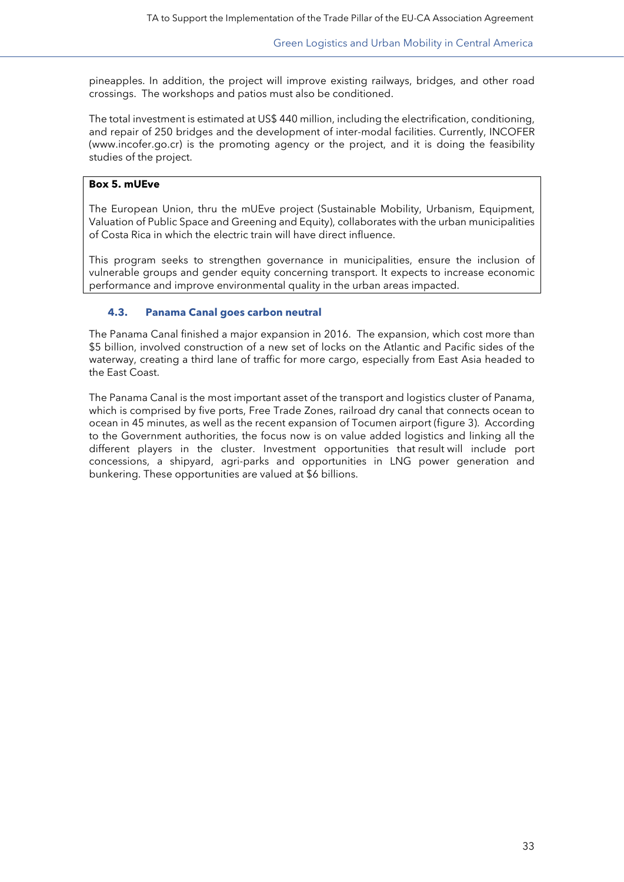pineapples. In addition, the project will improve existing railways, bridges, and other road crossings. The workshops and patios must also be conditioned.

The total investment is estimated at US$ 440 million, including the electrification, conditioning, and repair of 250 bridges and the development of inter-modal facilities. Currently, INCOFER (www.incofer.go.cr) is the promoting agency or the project, and it is doing the feasibility studies of the project.

> **Box 5. mUEve**
>
> The European Union, thru the mUEve project (Sustainable Mobility, Urbanism, Equipment, Valuation of Public Space and Greening and Equity), collaborates with the urban municipalities of Costa Rica in which the electric train will have direct influence.
>
> This program seeks to strengthen governance in municipalities, ensure the inclusion of vulnerable groups and gender equity concerning transport. It expects to increase economic performance and improve environmental quality in the urban areas impacted.

### 4.3. Panama Canal goes carbon neutral

The Panama Canal finished a major expansion in 2016. The expansion, which cost more than $5 billion, involved construction of a new set of locks on the Atlantic and Pacific sides of the waterway, creating a third lane of traffic for more cargo, especially from East Asia headed to the East Coast.

The Panama Canal is the most important asset of the transport and logistics cluster of Panama, which is comprised by five ports, Free Trade Zones, railroad dry canal that connects ocean to ocean in 45 minutes, as well as the recent expansion of Tocumen airport (figure 3). According to the Government authorities, the focus now is on value added logistics and linking all the different players in the cluster. Investment opportunities that result will include port concessions, a shipyard, agri-parks and opportunities in LNG power generation and bunkering. These opportunities are valued at $6 billions.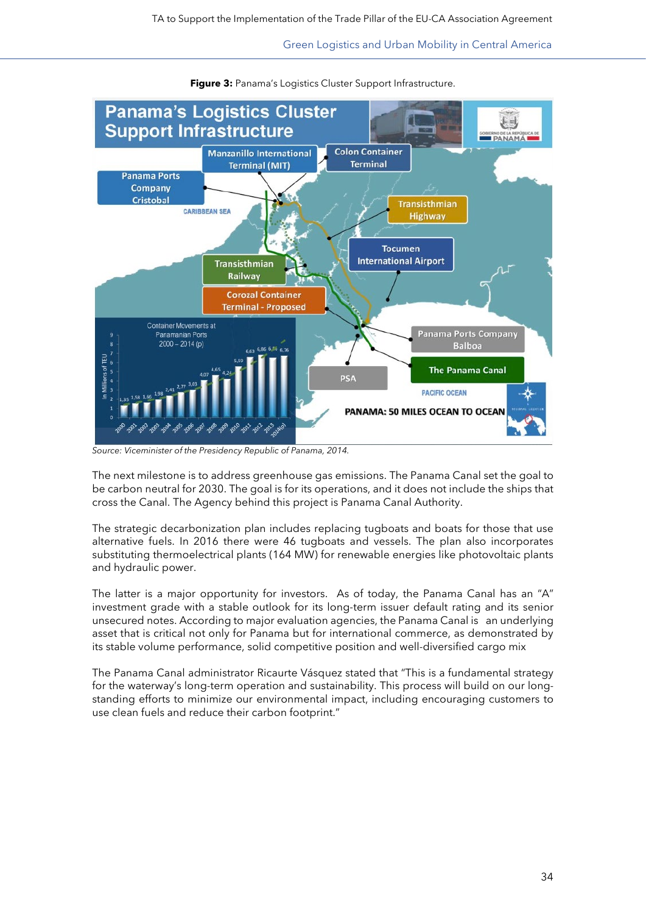**Figure 3:** Panama's Logistics Cluster Support Infrastructure.

*Source: Viceminister of the Presidency Republic of Panama, 2014.*

The next milestone is to address greenhouse gas emissions. The Panama Canal set the goal to be carbon neutral for 2030. The goal is for its operations, and it does not include the ships that cross the Canal. The Agency behind this project is Panama Canal Authority.

The strategic decarbonization plan includes replacing tugboats and boats for those that use alternative fuels. In 2016 there were 46 tugboats and vessels. The plan also incorporates substituting thermoelectrical plants (164 MW) for renewable energies like photovoltaic plants and hydraulic power.

The latter is a major opportunity for investors. As of today, the Panama Canal has an "A" investment grade with a stable outlook for its long-term issuer default rating and its senior unsecured notes. According to major evaluation agencies, the Panama Canal is an underlying asset that is critical not only for Panama but for international commerce, as demonstrated by its stable volume performance, solid competitive position and well-diversified cargo mix

The Panama Canal administrator Ricaurte Vásquez stated that "This is a fundamental strategy for the waterway's long-term operation and sustainability. This process will build on our long-standing efforts to minimize our environmental impact, including encouraging customers to use clean fuels and reduce their carbon footprint."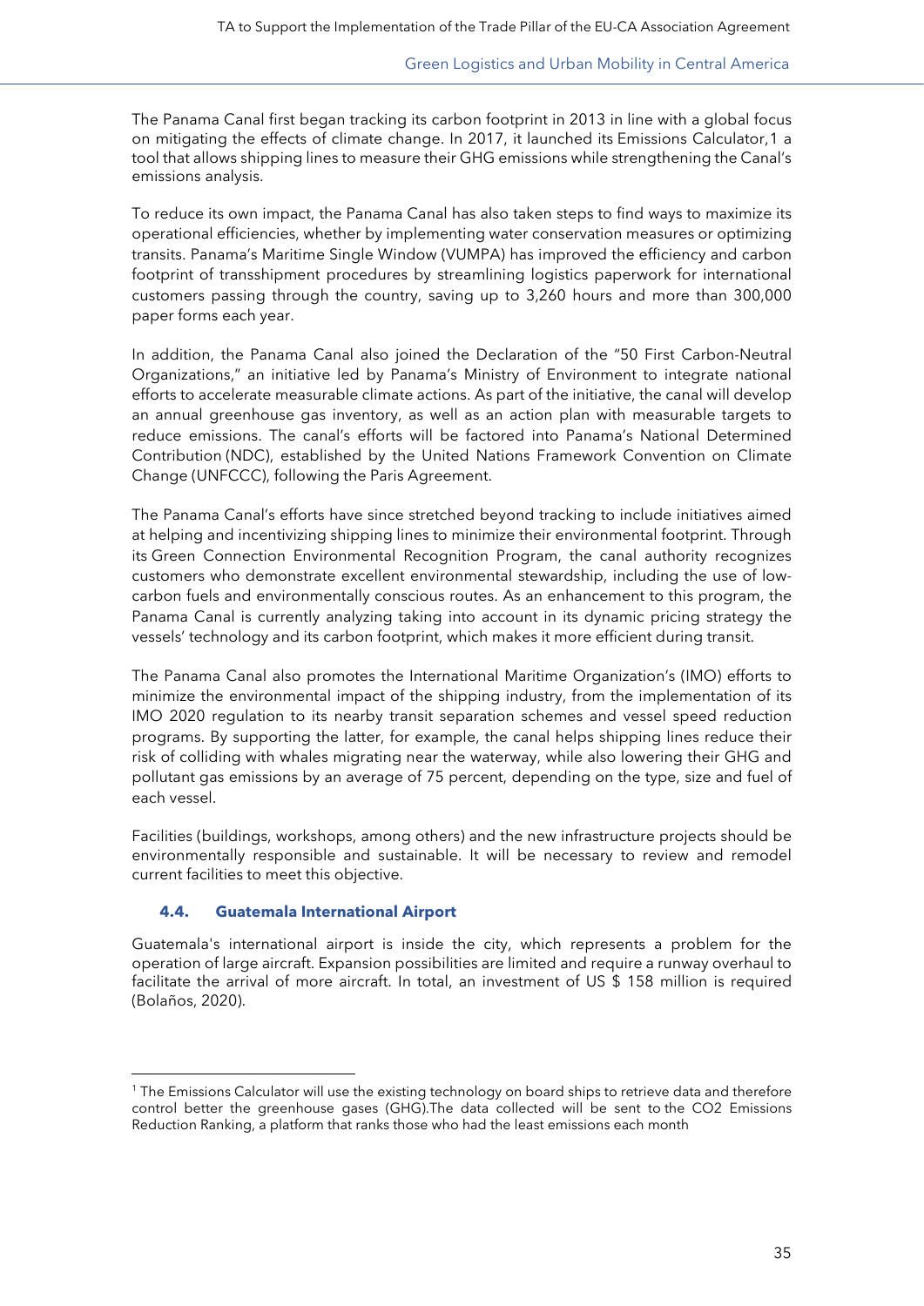The Panama Canal first began tracking its carbon footprint in 2013 in line with a global focus on mitigating the effects of climate change. In 2017, it launched its Emissions Calculator,[1] a tool that allows shipping lines to measure their GHG emissions while strengthening the Canal's emissions analysis.

To reduce its own impact, the Panama Canal has also taken steps to find ways to maximize its operational efficiencies, whether by implementing water conservation measures or optimizing transits. Panama's Maritime Single Window (VUMPA) has improved the efficiency and carbon footprint of transshipment procedures by streamlining logistics paperwork for international customers passing through the country, saving up to 3,260 hours and more than 300,000 paper forms each year.

In addition, the Panama Canal also joined the Declaration of the "50 First Carbon-Neutral Organizations," an initiative led by Panama's Ministry of Environment to integrate national efforts to accelerate measurable climate actions. As part of the initiative, the canal will develop an annual greenhouse gas inventory, as well as an action plan with measurable targets to reduce emissions. The canal's efforts will be factored into Panama's National Determined Contribution (NDC), established by the United Nations Framework Convention on Climate Change (UNFCCC), following the Paris Agreement.

The Panama Canal's efforts have since stretched beyond tracking to include initiatives aimed at helping and incentivizing shipping lines to minimize their environmental footprint. Through its Green Connection Environmental Recognition Program, the canal authority recognizes customers who demonstrate excellent environmental stewardship, including the use of low-carbon fuels and environmentally conscious routes. As an enhancement to this program, the Panama Canal is currently analyzing taking into account in its dynamic pricing strategy the vessels' technology and its carbon footprint, which makes it more efficient during transit.

The Panama Canal also promotes the International Maritime Organization's (IMO) efforts to minimize the environmental impact of the shipping industry, from the implementation of its IMO 2020 regulation to its nearby transit separation schemes and vessel speed reduction programs. By supporting the latter, for example, the canal helps shipping lines reduce their risk of colliding with whales migrating near the waterway, while also lowering their GHG and pollutant gas emissions by an average of 75 percent, depending on the type, size and fuel of each vessel.

Facilities (buildings, workshops, among others) and the new infrastructure projects should be environmentally responsible and sustainable. It will be necessary to review and remodel current facilities to meet this objective.

### 4.4. Guatemala International Airport

Guatemala's international airport is inside the city, which represents a problem for the operation of large aircraft. Expansion possibilities are limited and require a runway overhaul to facilitate the arrival of more aircraft. In total, an investment of US $ 158 million is required (Bolaños, 2020).

[1] The Emissions Calculator will use the existing technology on board ships to retrieve data and therefore control better the greenhouse gases (GHG).The data collected will be sent to the $CO_2$ Emissions Reduction Ranking, a platform that ranks those who had the least emissions each month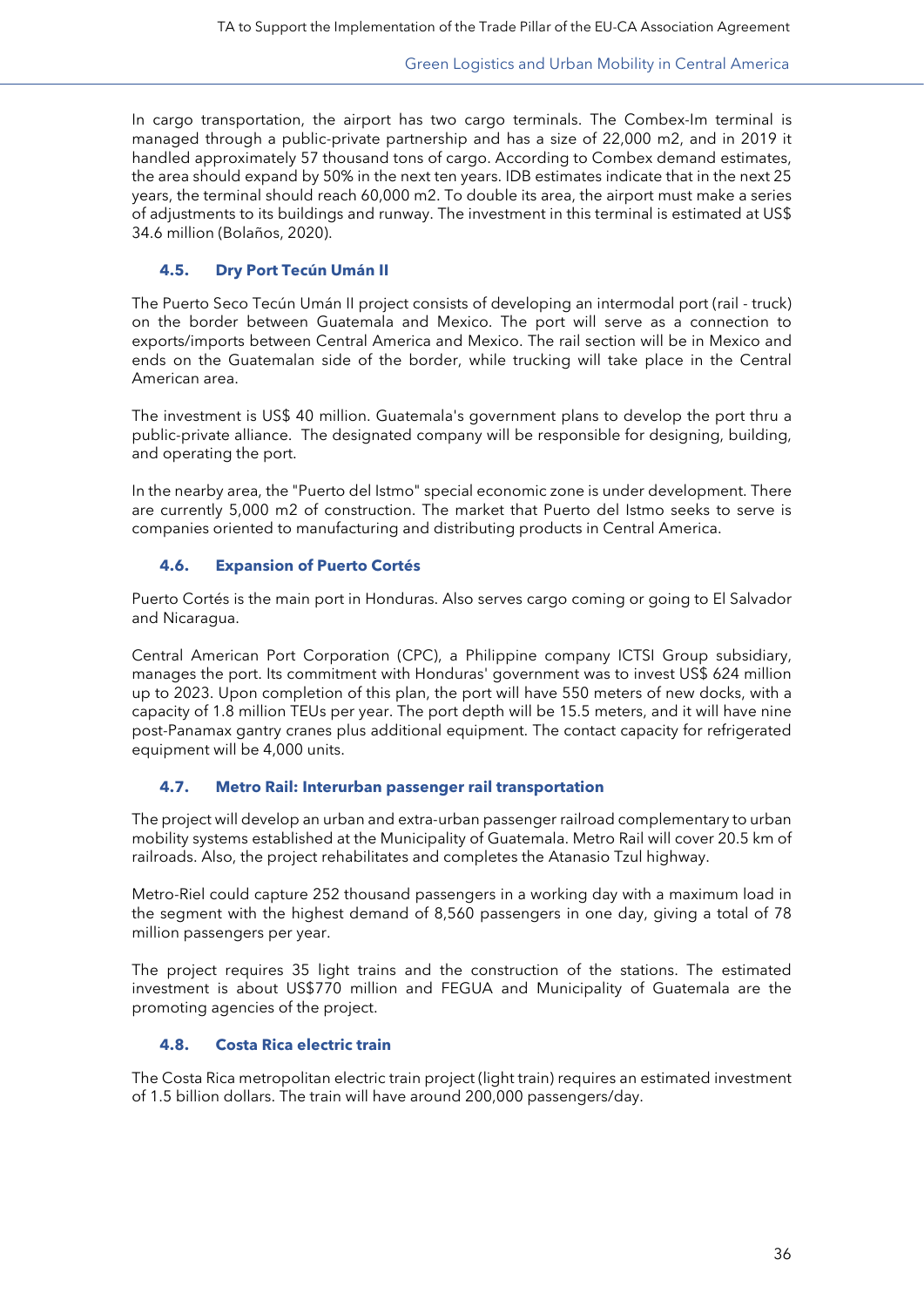In cargo transportation, the airport has two cargo terminals. The Combex-Im terminal is managed through a public-private partnership and has a size of 22,000 m2, and in 2019 it handled approximately 57 thousand tons of cargo. According to Combex demand estimates, the area should expand by 50% in the next ten years. IDB estimates indicate that in the next 25 years, the terminal should reach 60,000 m2. To double its area, the airport must make a series of adjustments to its buildings and runway. The investment in this terminal is estimated at US$ 34.6 million (Bolaños, 2020).

### 4.5. Dry Port Tecún Umán II

The Puerto Seco Tecún Umán II project consists of developing an intermodal port (rail - truck) on the border between Guatemala and Mexico. The port will serve as a connection to exports/imports between Central America and Mexico. The rail section will be in Mexico and ends on the Guatemalan side of the border, while trucking will take place in the Central American area.

The investment is US$ 40 million. Guatemala's government plans to develop the port thru a public-private alliance. The designated company will be responsible for designing, building, and operating the port.

In the nearby area, the "Puerto del Istmo" special economic zone is under development. There are currently 5,000 m2 of construction. The market that Puerto del Istmo seeks to serve is companies oriented to manufacturing and distributing products in Central America.

### 4.6. Expansion of Puerto Cortés

Puerto Cortés is the main port in Honduras. Also serves cargo coming or going to El Salvador and Nicaragua.

Central American Port Corporation (CPC), a Philippine company ICTSI Group subsidiary, manages the port. Its commitment with Honduras' government was to invest US$ 624 million up to 2023. Upon completion of this plan, the port will have 550 meters of new docks, with a capacity of 1.8 million TEUs per year. The port depth will be 15.5 meters, and it will have nine post-Panamax gantry cranes plus additional equipment. The contact capacity for refrigerated equipment will be 4,000 units.

### 4.7. Metro Rail: Interurban passenger rail transportation

The project will develop an urban and extra-urban passenger railroad complementary to urban mobility systems established at the Municipality of Guatemala. Metro Rail will cover 20.5 km of railroads. Also, the project rehabilitates and completes the Atanasio Tzul highway.

Metro-Riel could capture 252 thousand passengers in a working day with a maximum load in the segment with the highest demand of 8,560 passengers in one day, giving a total of 78 million passengers per year.

The project requires 35 light trains and the construction of the stations. The estimated investment is about US$770 million and FEGUA and Municipality of Guatemala are the promoting agencies of the project.

### 4.8. Costa Rica electric train

The Costa Rica metropolitan electric train project (light train) requires an estimated investment of 1.5 billion dollars. The train will have around 200,000 passengers/day.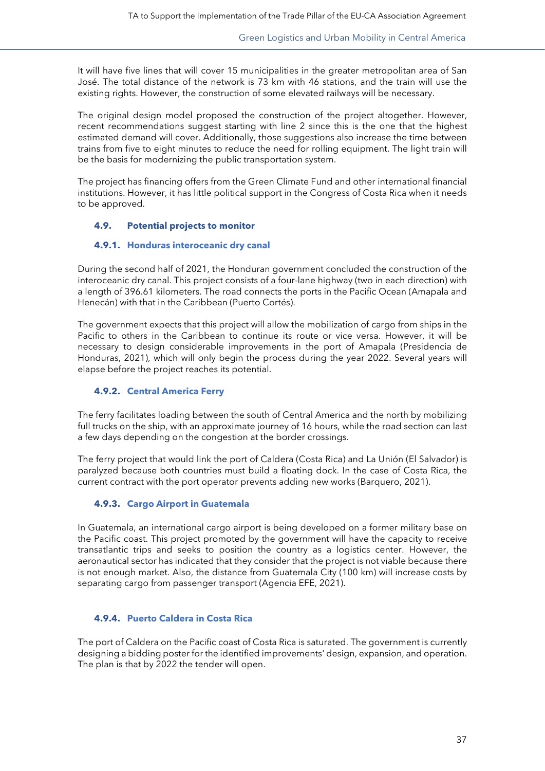It will have five lines that will cover 15 municipalities in the greater metropolitan area of San José. The total distance of the network is 73 km with 46 stations, and the train will use the existing rights. However, the construction of some elevated railways will be necessary.

The original design model proposed the construction of the project altogether. However, recent recommendations suggest starting with line 2 since this is the one that the highest estimated demand will cover. Additionally, those suggestions also increase the time between trains from five to eight minutes to reduce the need for rolling equipment. The light train will be the basis for modernizing the public transportation system.

The project has financing offers from the Green Climate Fund and other international financial institutions. However, it has little political support in the Congress of Costa Rica when it needs to be approved.

### 4.9. Potential projects to monitor

#### 4.9.1. Honduras interoceanic dry canal

During the second half of 2021, the Honduran government concluded the construction of the interoceanic dry canal. This project consists of a four-lane highway (two in each direction) with a length of 396.61 kilometers. The road connects the ports in the Pacific Ocean (Amapala and Henecán) with that in the Caribbean (Puerto Cortés).

The government expects that this project will allow the mobilization of cargo from ships in the Pacific to others in the Caribbean to continue its route or vice versa. However, it will be necessary to design considerable improvements in the port of Amapala (Presidencia de Honduras, 2021), which will only begin the process during the year 2022. Several years will elapse before the project reaches its potential.

#### 4.9.2. Central America Ferry

The ferry facilitates loading between the south of Central America and the north by mobilizing full trucks on the ship, with an approximate journey of 16 hours, while the road section can last a few days depending on the congestion at the border crossings.

The ferry project that would link the port of Caldera (Costa Rica) and La Unión (El Salvador) is paralyzed because both countries must build a floating dock. In the case of Costa Rica, the current contract with the port operator prevents adding new works (Barquero, 2021).

#### 4.9.3. Cargo Airport in Guatemala

In Guatemala, an international cargo airport is being developed on a former military base on the Pacific coast. This project promoted by the government will have the capacity to receive transatlantic trips and seeks to position the country as a logistics center. However, the aeronautical sector has indicated that they consider that the project is not viable because there is not enough market. Also, the distance from Guatemala City (100 km) will increase costs by separating cargo from passenger transport (Agencia EFE, 2021).

#### 4.9.4. Puerto Caldera in Costa Rica

The port of Caldera on the Pacific coast of Costa Rica is saturated. The government is currently designing a bidding poster for the identified improvements' design, expansion, and operation. The plan is that by 2022 the tender will open.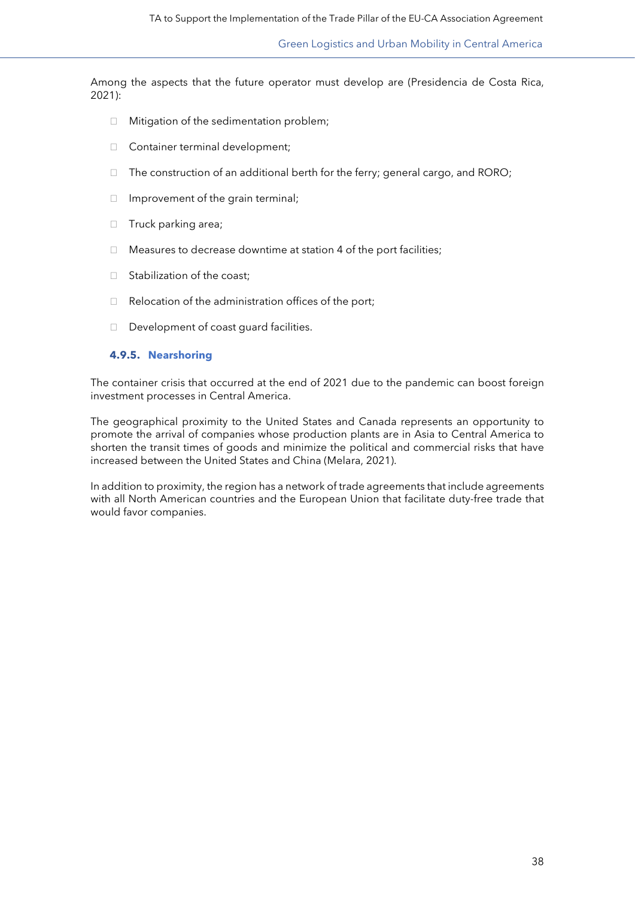Among the aspects that the future operator must develop are (Presidencia de Costa Rica, 2021):

- Mitigation of the sedimentation problem;
- Container terminal development;
- The construction of an additional berth for the ferry; general cargo, and RORO;
- Improvement of the grain terminal;
- Truck parking area;
- Measures to decrease downtime at station 4 of the port facilities;
- Stabilization of the coast;
- Relocation of the administration offices of the port;
- Development of coast guard facilities.

#### 4.9.5. Nearshoring

The container crisis that occurred at the end of 2021 due to the pandemic can boost foreign investment processes in Central America.

The geographical proximity to the United States and Canada represents an opportunity to promote the arrival of companies whose production plants are in Asia to Central America to shorten the transit times of goods and minimize the political and commercial risks that have increased between the United States and China (Melara, 2021).

In addition to proximity, the region has a network of trade agreements that include agreements with all North American countries and the European Union that facilitate duty-free trade that would favor companies.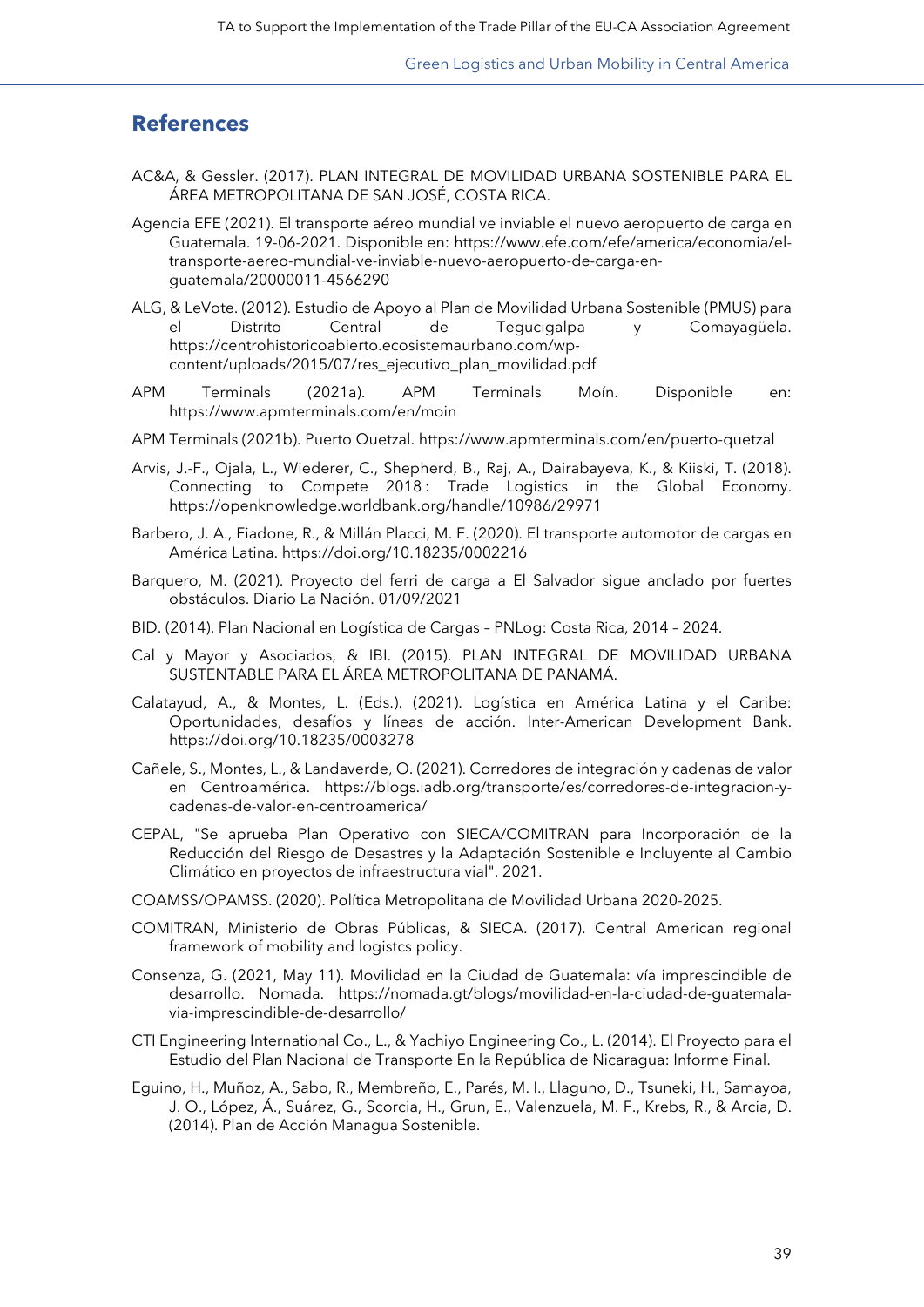## References

AC&A, & Gessler. (2017). PLAN INTEGRAL DE MOVILIDAD URBANA SOSTENIBLE PARA EL ÁREA METROPOLITANA DE SAN JOSÉ, COSTA RICA.

Agencia EFE (2021). El transporte aéreo mundial ve inviable el nuevo aeropuerto de carga en Guatemala. 19-06-2021. Disponible en: https://www.efe.com/efe/america/economia/el-transporte-aereo-mundial-ve-inviable-nuevo-aeropuerto-de-carga-en-guatemala/20000011-4566290

ALG, & LeVote. (2012). Estudio de Apoyo al Plan de Movilidad Urbana Sostenible (PMUS) para el Distrito Central de Tegucigalpa y Comayagüela. https://centrohistoricoabierto.ecosistemaurbano.com/wp-content/uploads/2015/07/res_ejecutivo_plan_movilidad.pdf

APM Terminals (2021a). APM Terminals Moín. Disponible en: https://www.apmterminals.com/en/moin

APM Terminals (2021b). Puerto Quetzal. https://www.apmterminals.com/en/puerto-quetzal

Arvis, J.-F., Ojala, L., Wiederer, C., Shepherd, B., Raj, A., Dairabayeva, K., & Kiiski, T. (2018). Connecting to Compete 2018 : Trade Logistics in the Global Economy. https://openknowledge.worldbank.org/handle/10986/29971

Barbero, J. A., Fiadone, R., & Millán Placci, M. F. (2020). El transporte automotor de cargas en América Latina. https://doi.org/10.18235/0002216

Barquero, M. (2021). Proyecto del ferri de carga a El Salvador sigue anclado por fuertes obstáculos. Diario La Nación. 01/09/2021

BID. (2014). Plan Nacional en Logística de Cargas – PNLog: Costa Rica, 2014 – 2024.

Cal y Mayor y Asociados, & IBI. (2015). PLAN INTEGRAL DE MOVILIDAD URBANA SUSTENTABLE PARA EL ÁREA METROPOLITANA DE PANAMÁ.

Calatayud, A., & Montes, L. (Eds.). (2021). Logística en América Latina y el Caribe: Oportunidades, desafíos y líneas de acción. Inter-American Development Bank. https://doi.org/10.18235/0003278

Cañele, S., Montes, L., & Landaverde, O. (2021). Corredores de integración y cadenas de valor en Centroamérica. https://blogs.iadb.org/transporte/es/corredores-de-integracion-y-cadenas-de-valor-en-centroamerica/

CEPAL, "Se aprueba Plan Operativo con SIECA/COMITRAN para Incorporación de la Reducción del Riesgo de Desastres y la Adaptación Sostenible e Incluyente al Cambio Climático en proyectos de infraestructura vial". 2021.

COAMSS/OPAMSS. (2020). Política Metropolitana de Movilidad Urbana 2020-2025.

COMITRAN, Ministerio de Obras Públicas, & SIECA. (2017). Central American regional framework of mobility and logistcs policy.

Consenza, G. (2021, May 11). Movilidad en la Ciudad de Guatemala: vía imprescindible de desarrollo. Nomada. https://nomada.gt/blogs/movilidad-en-la-ciudad-de-guatemala-via-imprescindible-de-desarrollo/

CTI Engineering International Co., L., & Yachiyo Engineering Co., L. (2014). El Proyecto para el Estudio del Plan Nacional de Transporte En la República de Nicaragua: Informe Final.

Eguino, H., Muñoz, A., Sabo, R., Membreño, E., Parés, M. I., Llaguno, D., Tsuneki, H., Samayoa, J. O., López, Á., Suárez, G., Scorcia, H., Grun, E., Valenzuela, M. F., Krebs, R., & Arcia, D. (2014). Plan de Acción Managua Sostenible.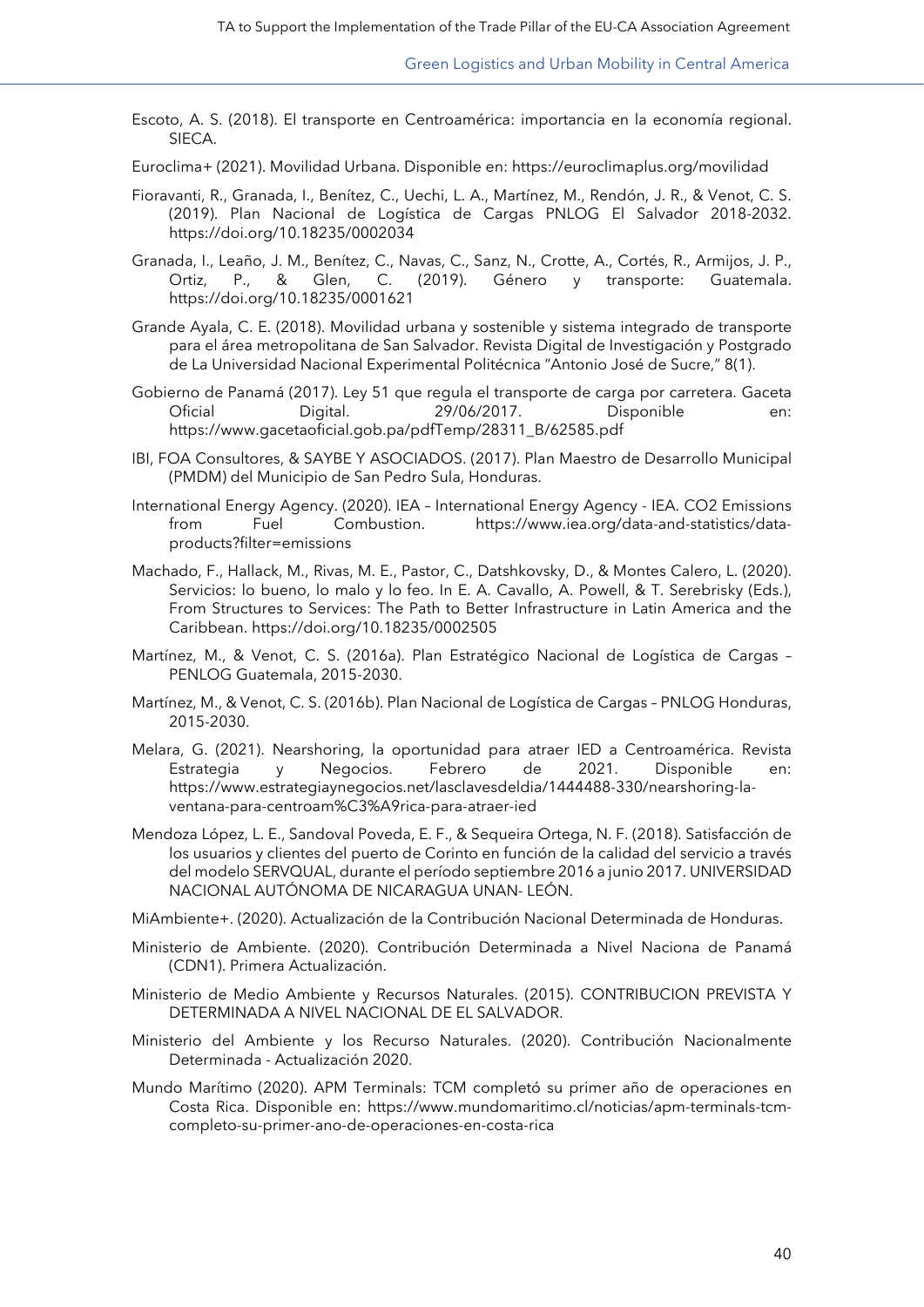Escoto, A. S. (2018). El transporte en Centroamérica: importancia en la economía regional. SIECA.

Euroclima+ (2021). Movilidad Urbana. Disponible en: https://euroclimaplus.org/movilidad

Fioravanti, R., Granada, I., Benítez, C., Uechi, L. A., Martínez, M., Rendón, J. R., & Venot, C. S. (2019). Plan Nacional de Logística de Cargas PNLOG El Salvador 2018-2032. https://doi.org/10.18235/0002034

Granada, I., Leaño, J. M., Benítez, C., Navas, C., Sanz, N., Crotte, A., Cortés, R., Armijos, J. P., Ortiz, P., & Glen, C. (2019). Género y transporte: Guatemala. https://doi.org/10.18235/0001621

Grande Ayala, C. E. (2018). Movilidad urbana y sostenible y sistema integrado de transporte para el área metropolitana de San Salvador. Revista Digital de Investigación y Postgrado de La Universidad Nacional Experimental Politécnica "Antonio José de Sucre," 8(1).

Gobierno de Panamá (2017). Ley 51 que regula el transporte de carga por carretera. Gaceta Oficial Digital. 29/06/2017. Disponible en: https://www.gacetaoficial.gob.pa/pdfTemp/28311_B/62585.pdf

IBI, FOA Consultores, & SAYBE Y ASOCIADOS. (2017). Plan Maestro de Desarrollo Municipal (PMDM) del Municipio de San Pedro Sula, Honduras.

International Energy Agency. (2020). IEA – International Energy Agency - IEA. CO2 Emissions from Fuel Combustion. https://www.iea.org/data-and-statistics/data-products?filter=emissions

Machado, F., Hallack, M., Rivas, M. E., Pastor, C., Datshkovsky, D., & Montes Calero, L. (2020). Servicios: lo bueno, lo malo y lo feo. In E. A. Cavallo, A. Powell, & T. Serebrisky (Eds.), From Structures to Services: The Path to Better Infrastructure in Latin America and the Caribbean. https://doi.org/10.18235/0002505

Martínez, M., & Venot, C. S. (2016a). Plan Estratégico Nacional de Logística de Cargas – PENLOG Guatemala, 2015-2030.

Martínez, M., & Venot, C. S. (2016b). Plan Nacional de Logística de Cargas – PNLOG Honduras, 2015-2030.

Melara, G. (2021). Nearshoring, la oportunidad para atraer IED a Centroamérica. Revista Estrategia y Negocios. Febrero de 2021. Disponible en: https://www.estrategiaynegocios.net/lasclavesdeldia/1444488-330/nearshoring-la-ventana-para-centroam%C3%A9rica-para-atraer-ied

Mendoza López, L. E., Sandoval Poveda, E. F., & Sequeira Ortega, N. F. (2018). Satisfacción de los usuarios y clientes del puerto de Corinto en función de la calidad del servicio a través del modelo SERVQUAL, durante el período septiembre 2016 a junio 2017. UNIVERSIDAD NACIONAL AUTÓNOMA DE NICARAGUA UNAN- LEÓN.

MiAmbiente+. (2020). Actualización de la Contribución Nacional Determinada de Honduras.

Ministerio de Ambiente. (2020). Contribución Determinada a Nivel Naciona de Panamá (CDN1). Primera Actualización.

Ministerio de Medio Ambiente y Recursos Naturales. (2015). CONTRIBUCION PREVISTA Y DETERMINADA A NIVEL NACIONAL DE EL SALVADOR.

Ministerio del Ambiente y los Recurso Naturales. (2020). Contribución Nacionalmente Determinada - Actualización 2020.

Mundo Marítimo (2020). APM Terminals: TCM completó su primer año de operaciones en Costa Rica. Disponible en: https://www.mundomaritimo.cl/noticias/apm-terminals-tcm-completo-su-primer-ano-de-operaciones-en-costa-rica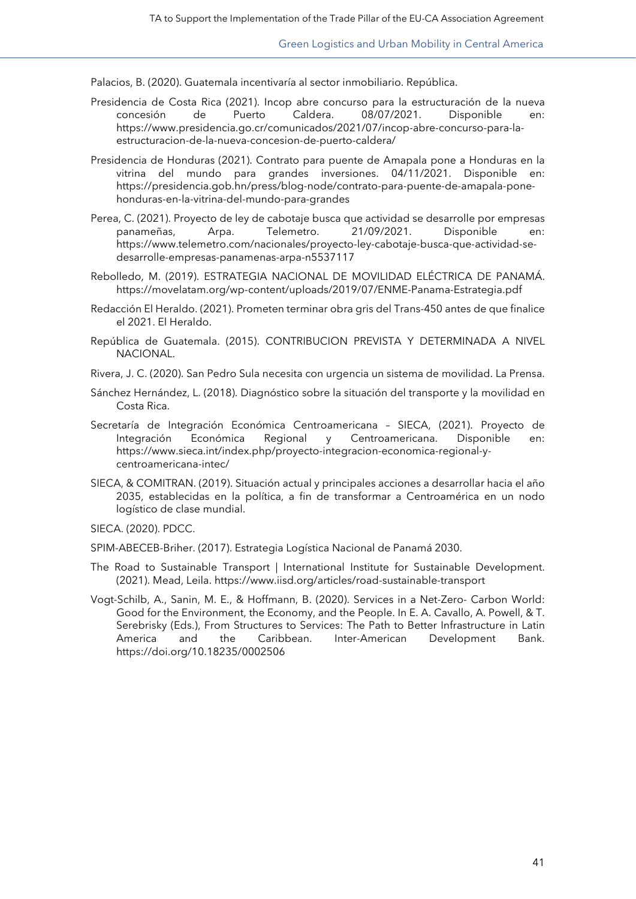Palacios, B. (2020). Guatemala incentivaría al sector inmobiliario. República.

Presidencia de Costa Rica (2021). Incop abre concurso para la estructuración de la nueva concesión de Puerto Caldera. 08/07/2021. Disponible en: https://www.presidencia.go.cr/comunicados/2021/07/incop-abre-concurso-para-la-estructuracion-de-la-nueva-concesion-de-puerto-caldera/

Presidencia de Honduras (2021). Contrato para puente de Amapala pone a Honduras en la vitrina del mundo para grandes inversiones. 04/11/2021. Disponible en: https://presidencia.gob.hn/press/blog-node/contrato-para-puente-de-amapala-pone-honduras-en-la-vitrina-del-mundo-para-grandes

Perea, C. (2021). Proyecto de ley de cabotaje busca que actividad se desarrolle por empresas panameñas, Arpa. Telemetro. 21/09/2021. Disponible en: https://www.telemetro.com/nacionales/proyecto-ley-cabotaje-busca-que-actividad-se-desarrolle-empresas-panamenas-arpa-n5537117

Rebolledo, M. (2019). ESTRATEGIA NACIONAL DE MOVILIDAD ELÉCTRICA DE PANAMÁ. https://movelatam.org/wp-content/uploads/2019/07/ENME-Panama-Estrategia.pdf

Redacción El Heraldo. (2021). Prometen terminar obra gris del Trans-450 antes de que finalice el 2021. El Heraldo.

República de Guatemala. (2015). CONTRIBUCION PREVISTA Y DETERMINADA A NIVEL NACIONAL.

Rivera, J. C. (2020). San Pedro Sula necesita con urgencia un sistema de movilidad. La Prensa.

Sánchez Hernández, L. (2018). Diagnóstico sobre la situación del transporte y la movilidad en Costa Rica.

Secretaría de Integración Económica Centroamericana – SIECA, (2021). Proyecto de Integración Económica Regional y Centroamericana. Disponible en: https://www.sieca.int/index.php/proyecto-integracion-economica-regional-y-centroamericana-intec/

SIECA, & COMITRAN. (2019). Situación actual y principales acciones a desarrollar hacia el año 2035, establecidas en la política, a fin de transformar a Centroamérica en un nodo logístico de clase mundial.

SIECA. (2020). PDCC.

SPIM-ABECEB-Briher. (2017). Estrategia Logística Nacional de Panamá 2030.

The Road to Sustainable Transport | International Institute for Sustainable Development. (2021). Mead, Leila. https://www.iisd.org/articles/road-sustainable-transport

Vogt-Schilb, A., Sanin, M. E., & Hoffmann, B. (2020). Services in a Net-Zero- Carbon World: Good for the Environment, the Economy, and the People. In E. A. Cavallo, A. Powell, & T. Serebrisky (Eds.), From Structures to Services: The Path to Better Infrastructure in Latin America and the Caribbean. Inter-American Development Bank. https://doi.org/10.18235/0002506